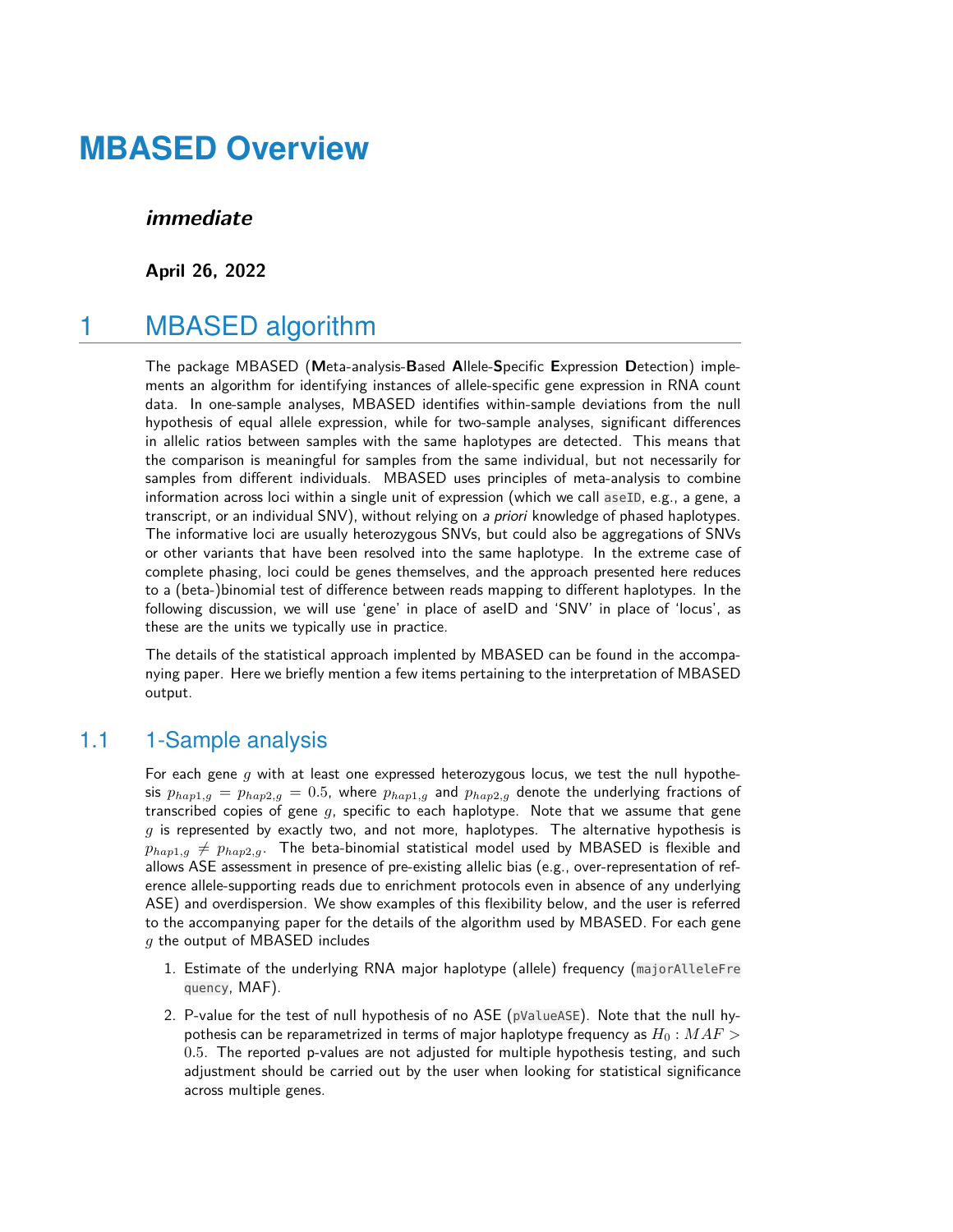# MBASED Overview

***immediate***

**April 26, 2022**

# 1 MBASED algorithm

The package MBASED (**M**eta-analysis-**B**ased **A**llele-**S**pecific **E**xpression **D**etection) implements an algorithm for identifying instances of allele-specific gene expression in RNA count data. In one-sample analyses, MBASED identifies within-sample deviations from the null hypothesis of equal allele expression, while for two-sample analyses, significant differences in allelic ratios between samples with the same haplotypes are detected. This means that the comparison is meaningful for samples from the same individual, but not necessarily for samples from different individuals. MBASED uses principles of meta-analysis to combine information across loci within a single unit of expression (which we call `aseID`, e.g., a gene, a transcript, or an individual SNV), without relying on *a priori* knowledge of phased haplotypes. The informative loci are usually heterozygous SNVs, but could also be aggregations of SNVs or other variants that have been resolved into the same haplotype. In the extreme case of complete phasing, loci could be genes themselves, and the approach presented here reduces to a (beta-)binomial test of difference between reads mapping to different haplotypes. In the following discussion, we will use 'gene' in place of aseID and 'SNV' in place of 'locus', as these are the units we typically use in practice.

The details of the statistical approach implented by MBASED can be found in the accompanying paper. Here we briefly mention a few items pertaining to the interpretation of MBASED output.

## 1.1 1-Sample analysis

For each gene $g$ with at least one expressed heterozygous locus, we test the null hypothesis $p_{hap1,g} = p_{hap2,g} = 0.5$, where $p_{hap1,g}$ and $p_{hap2,g}$ denote the underlying fractions of transcribed copies of gene $g$, specific to each haplotype. Note that we assume that gene $g$ is represented by exactly two, and not more, haplotypes. The alternative hypothesis is $p_{hap1,g} \neq p_{hap2,g}$. The beta-binomial statistical model used by MBASED is flexible and allows ASE assessment in presence of pre-existing allelic bias (e.g., over-representation of reference allele-supporting reads due to enrichment protocols even in absence of any underlying ASE) and overdispersion. We show examples of this flexibility below, and the user is referred to the accompanying paper for the details of the algorithm used by MBASED. For each gene $g$ the output of MBASED includes

1. Estimate of the underlying RNA major haplotype (allele) frequency (`majorAlleleFrequency`, MAF).
2. P-value for the test of null hypothesis of no ASE (`pValueASE`). Note that the null hypothesis can be reparametrized in terms of major haplotype frequency as $H_0 : MAF > 0.5$. The reported p-values are not adjusted for multiple hypothesis testing, and such adjustment should be carried out by the user when looking for statistical significance across multiple genes.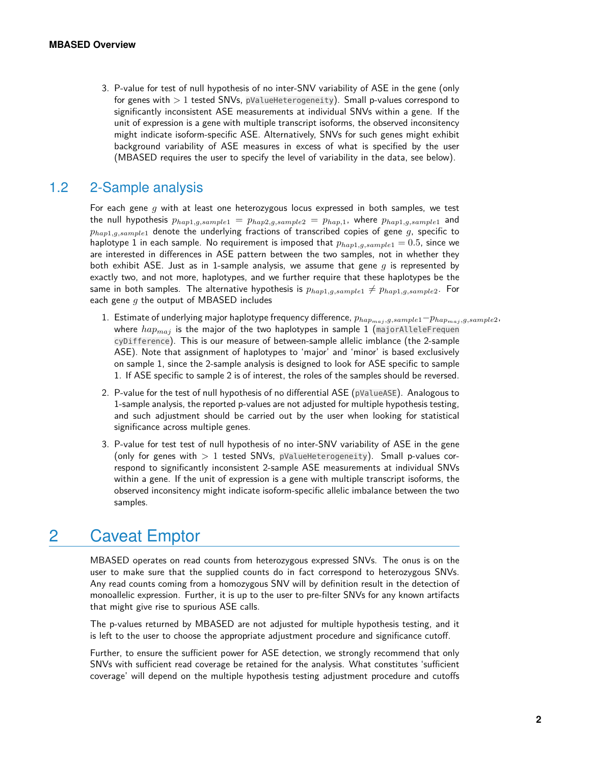3. P-value for test of null hypothesis of no inter-SNV variability of ASE in the gene (only for genes with $> 1$ tested SNVs, `pValueHeterogeneity`). Small p-values correspond to significantly inconsistent ASE measurements at individual SNVs within a gene. If the unit of expression is a gene with multiple transcript isoforms, the observed inconsitency might indicate isoform-specific ASE. Alternatively, SNVs for such genes might exhibit background variability of ASE measures in excess of what is specified by the user (MBASED requires the user to specify the level of variability in the data, see below).

## 1.2 2-Sample analysis

For each gene $g$ with at least one heterozygous locus expressed in both samples, we test the null hypothesis $p_{hap1,g,sample1} = p_{hap2,g,sample2} = p_{hap,1}$, where $p_{hap1,g,sample1}$ and $p_{hap1,g,sample1}$ denote the underlying fractions of transcribed copies of gene $g$, specific to haplotype 1 in each sample. No requirement is imposed that $p_{hap1,g,sample1} = 0.5$, since we are interested in differences in ASE pattern between the two samples, not in whether they both exhibit ASE. Just as in 1-sample analysis, we assume that gene $g$ is represented by exactly two, and not more, haplotypes, and we further require that these haplotypes be the same in both samples. The alternative hypothesis is $p_{hap1,g,sample1} \neq p_{hap1,g,sample2}$. For each gene $g$ the output of MBASED includes

1. Estimate of underlying major haplotype frequency difference, $p_{hap_{maj},g,sample1} - p_{hap_{maj},g,sample2}$, where $hap_{maj}$ is the major of the two haplotypes in sample 1 (`majorAlleleFrequencyDifference`). This is our measure of between-sample allelic imblance (the 2-sample ASE). Note that assignment of haplotypes to 'major' and 'minor' is based exclusively on sample 1, since the 2-sample analysis is designed to look for ASE specific to sample 1. If ASE specific to sample 2 is of interest, the roles of the samples should be reversed.
2. P-value for the test of null hypothesis of no differential ASE (`pValueASE`). Analogous to 1-sample analysis, the reported p-values are not adjusted for multiple hypothesis testing, and such adjustment should be carried out by the user when looking for statistical significance across multiple genes.
3. P-value for test test of null hypothesis of no inter-SNV variability of ASE in the gene (only for genes with $> 1$ tested SNVs, `pValueHeterogeneity`). Small p-values correspond to significantly inconsistent 2-sample ASE measurements at individual SNVs within a gene. If the unit of expression is a gene with multiple transcript isoforms, the observed inconsistency might indicate isoform-specific allelic imbalance between the two samples.

# 2 Caveat Emptor

MBASED operates on read counts from heterozygous expressed SNVs. The onus is on the user to make sure that the supplied counts do in fact correspond to heterozygous SNVs. Any read counts coming from a homozygous SNV will by definition result in the detection of monoallelic expression. Further, it is up to the user to pre-filter SNVs for any known artifacts that might give rise to spurious ASE calls.

The p-values returned by MBASED are not adjusted for multiple hypothesis testing, and it is left to the user to choose the appropriate adjustment procedure and significance cutoff.

Further, to ensure the sufficient power for ASE detection, we strongly recommend that only SNVs with sufficient read coverage be retained for the analysis. What constitutes 'sufficient coverage' will depend on the multiple hypothesis testing adjustment procedure and cutoffs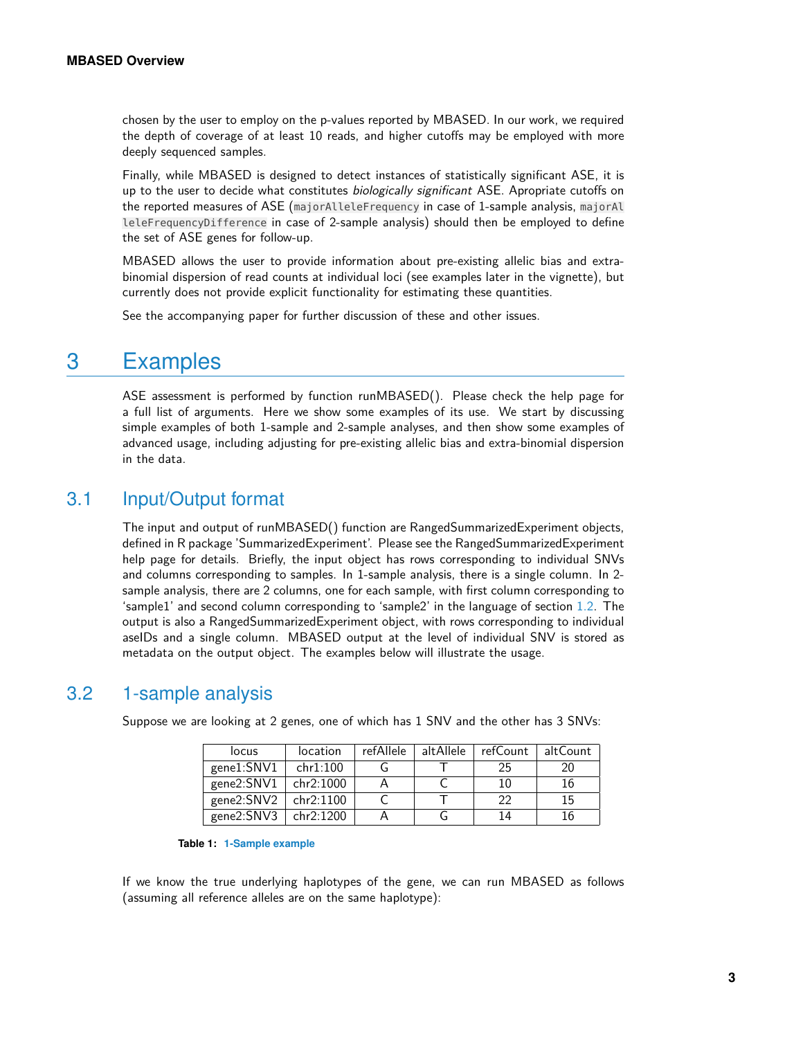chosen by the user to employ on the p-values reported by MBASED. In our work, we required the depth of coverage of at least 10 reads, and higher cutoffs may be employed with more deeply sequenced samples.

Finally, while MBASED is designed to detect instances of statistically significant ASE, it is up to the user to decide what constitutes *biologically significant* ASE. Apropriate cutoffs on the reported measures of ASE (`majorAlleleFrequency` in case of 1-sample analysis, `majorAlleleFrequencyDifference` in case of 2-sample analysis) should then be employed to define the set of ASE genes for follow-up.

MBASED allows the user to provide information about pre-existing allelic bias and extra-binomial dispersion of read counts at individual loci (see examples later in the vignette), but currently does not provide explicit functionality for estimating these quantities.

See the accompanying paper for further discussion of these and other issues.

# 3 Examples

ASE assessment is performed by function runMBASED(). Please check the help page for a full list of arguments. Here we show some examples of its use. We start by discussing simple examples of both 1-sample and 2-sample analyses, and then show some examples of advanced usage, including adjusting for pre-existing allelic bias and extra-binomial dispersion in the data.

## 3.1 Input/Output format

The input and output of runMBASED() function are RangedSummarizedExperiment objects, defined in R package 'SummarizedExperiment'. Please see the RangedSummarizedExperiment help page for details. Briefly, the input object has rows corresponding to individual SNVs and columns corresponding to samples. In 1-sample analysis, there is a single column. In 2-sample analysis, there are 2 columns, one for each sample, with first column corresponding to 'sample1' and second column corresponding to 'sample2' in the language of section 1.2. The output is also a RangedSummarizedExperiment object, with rows corresponding to individual aseIDs and a single column. MBASED output at the level of individual SNV is stored as metadata on the output object. The examples below will illustrate the usage.

## 3.2 1-sample analysis

Suppose we are looking at 2 genes, one of which has 1 SNV and the other has 3 SNVs:

| locus | location | refAllele | altAllele | refCount | altCount |
|---|---|---|---|---|---|
| gene1:SNV1 | chr1:100 | G | T | 25 | 20 |
| gene2:SNV1 | chr2:1000 | A | C | 10 | 16 |
| gene2:SNV2 | chr2:1100 | C | T | 22 | 15 |
| gene2:SNV3 | chr2:1200 | A | G | 14 | 16 |

**Table 1: 1-Sample example**

If we know the true underlying haplotypes of the gene, we can run MBASED as follows (assuming all reference alleles are on the same haplotype):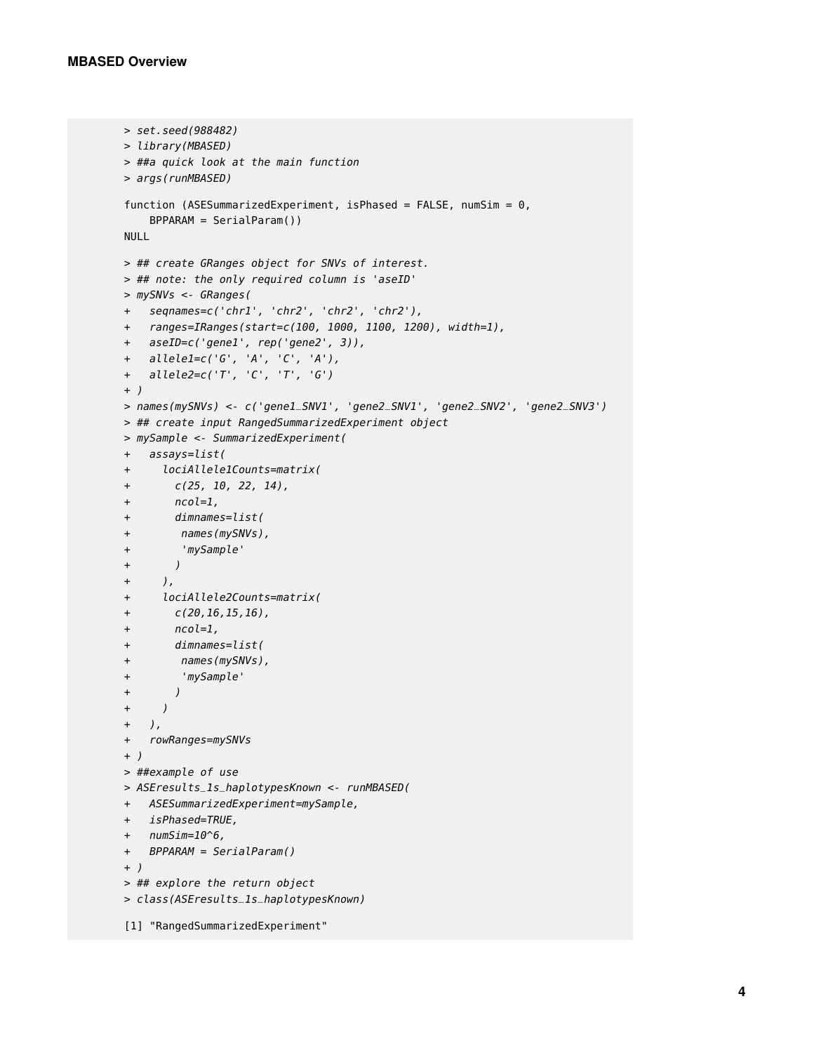```
> set.seed(988482)
> library(MBASED)
> ##a quick look at the main function
> args(runMBASED)

function (ASESummarizedExperiment, isPhased = FALSE, numSim = 0,
    BPPARAM = SerialParam())
NULL

> ## create GRanges object for SNVs of interest.
> ## note: the only required column is 'aseID'
> mySNVs <- GRanges(
+   seqnames=c('chr1', 'chr2', 'chr2', 'chr2'),
+   ranges=IRanges(start=c(100, 1000, 1100, 1200), width=1),
+   aseID=c('gene1', rep('gene2', 3)),
+   allele1=c('G', 'A', 'C', 'A'),
+   allele2=c('T', 'C', 'T', 'G')
+ )
> names(mySNVs) <- c('gene1_SNV1', 'gene2_SNV1', 'gene2_SNV2', 'gene2_SNV3')
> ## create input RangedSummarizedExperiment object
> mySample <- SummarizedExperiment(
+   assays=list(
+     lociAllele1Counts=matrix(
+       c(25, 10, 22, 14),
+       ncol=1,
+       dimnames=list(
+        names(mySNVs),
+        'mySample'
+       )
+     ),
+     lociAllele2Counts=matrix(
+       c(20,16,15,16),
+       ncol=1,
+       dimnames=list(
+        names(mySNVs),
+        'mySample'
+       )
+     )
+   ),
+   rowRanges=mySNVs
+ )
> ##example of use
> ASEresults_1s_haplotypesKnown <- runMBASED(
+   ASESummarizedExperiment=mySample,
+   isPhased=TRUE,
+   numSim=10^6,
+   BPPARAM = SerialParam()
+ )
> ## explore the return object
> class(ASEresults_1s_haplotypesKnown)

[1] "RangedSummarizedExperiment"
```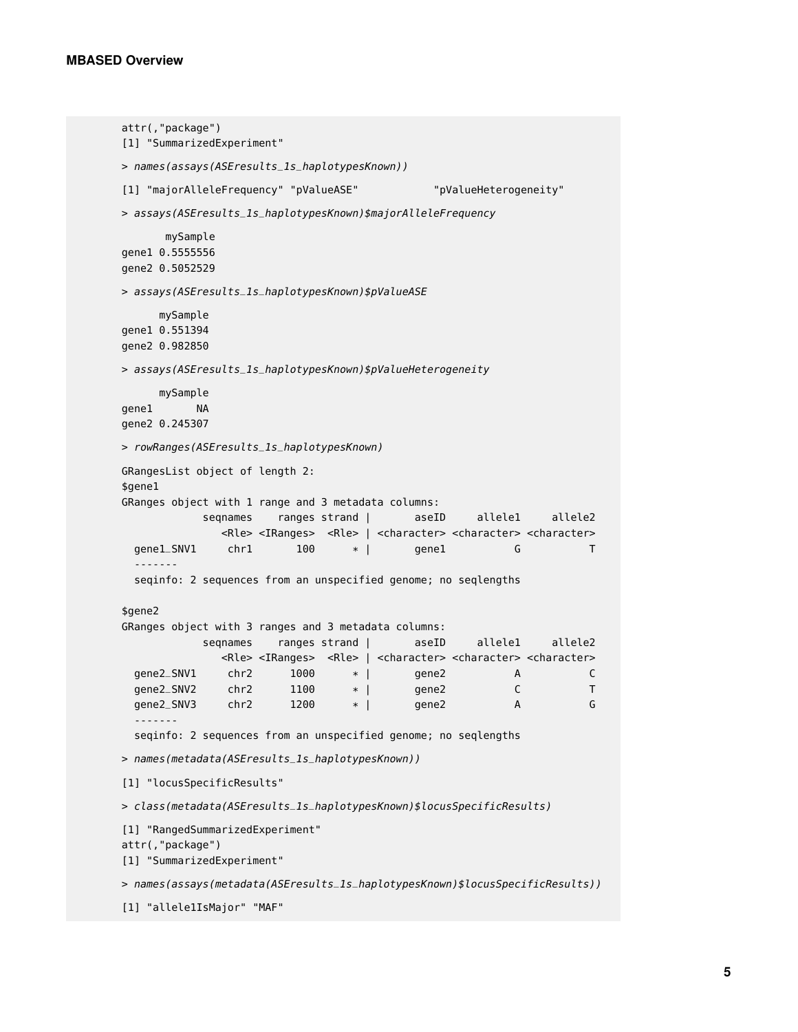```
attr(,"package")
[1] "SummarizedExperiment"

> names(assays(ASEresults_1s_haplotypesKnown))

[1] "majorAlleleFrequency" "pValueASE"            "pValueHeterogeneity"

> assays(ASEresults_1s_haplotypesKnown)$majorAlleleFrequency

       mySample
gene1 0.5555556
gene2 0.5052529

> assays(ASEresults_1s_haplotypesKnown)$pValueASE

      mySample
gene1 0.551394
gene2 0.982850

> assays(ASEresults_1s_haplotypesKnown)$pValueHeterogeneity

      mySample
gene1       NA
gene2 0.245307

> rowRanges(ASEresults_1s_haplotypesKnown)

GRangesList object of length 2:
$gene1
GRanges object with 1 range and 3 metadata columns:
             seqnames    ranges strand |       aseID     allele1     allele2
                <Rle> <IRanges>  <Rle> | <character> <character> <character>
  gene1_SNV1     chr1       100      * |       gene1           G           T
  -------
  seqinfo: 2 sequences from an unspecified genome; no seqlengths

$gene2
GRanges object with 3 ranges and 3 metadata columns:
             seqnames    ranges strand |       aseID     allele1     allele2
                <Rle> <IRanges>  <Rle> | <character> <character> <character>
  gene2_SNV1     chr2      1000      * |       gene2           A           C
  gene2_SNV2     chr2      1100      * |       gene2           C           T
  gene2_SNV3     chr2      1200      * |       gene2           A           G
  -------
  seqinfo: 2 sequences from an unspecified genome; no seqlengths

> names(metadata(ASEresults_1s_haplotypesKnown))

[1] "locusSpecificResults"

> class(metadata(ASEresults_1s_haplotypesKnown)$locusSpecificResults)

[1] "RangedSummarizedExperiment"
attr(,"package")
[1] "SummarizedExperiment"

> names(assays(metadata(ASEresults_1s_haplotypesKnown)$locusSpecificResults))

[1] "allele1IsMajor" "MAF"
```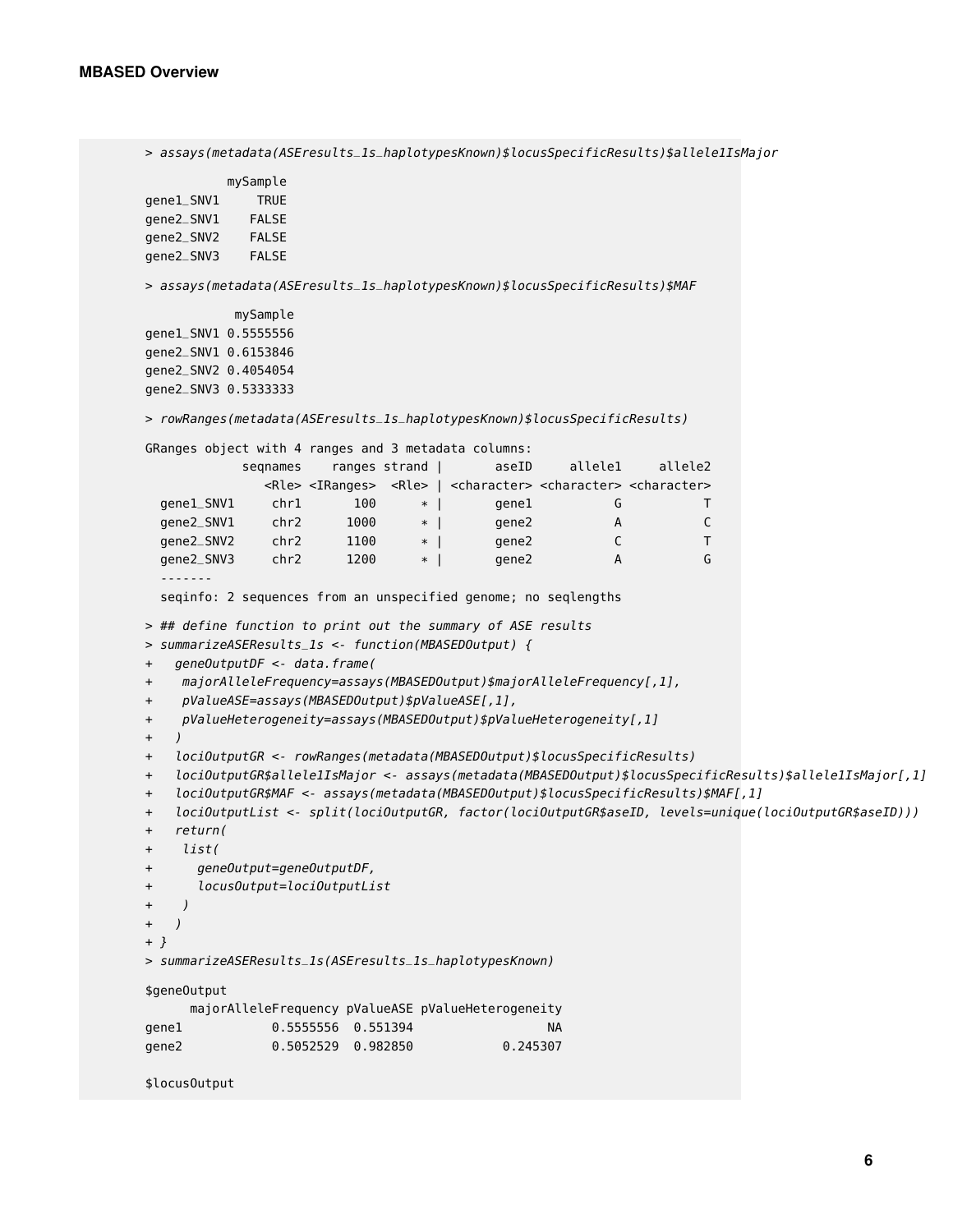```
> assays(metadata(ASEresults_1s_haplotypesKnown)$locusSpecificResults)$allele1IsMajor

           mySample
gene1_SNV1     TRUE
gene2_SNV1    FALSE
gene2_SNV2    FALSE
gene2_SNV3    FALSE

> assays(metadata(ASEresults_1s_haplotypesKnown)$locusSpecificResults)$MAF

            mySample
gene1_SNV1 0.5555556
gene2_SNV1 0.6153846
gene2_SNV2 0.4054054
gene2_SNV3 0.5333333

> rowRanges(metadata(ASEresults_1s_haplotypesKnown)$locusSpecificResults)

GRanges object with 4 ranges and 3 metadata columns:
             seqnames    ranges strand |        aseID     allele1     allele2
                <Rle> <IRanges>  <Rle> | <character> <character> <character>
  gene1_SNV1     chr1       100      * |       gene1           G           T
  gene2_SNV1     chr2      1000      * |       gene2           A           C
  gene2_SNV2     chr2      1100      * |       gene2           C           T
  gene2_SNV3     chr2      1200      * |       gene2           A           G
  -------
  seqinfo: 2 sequences from an unspecified genome; no seqlengths

> ## define function to print out the summary of ASE results
> summarizeASEResults_1s <- function(MBASEDOutput) {
+   geneOutputDF <- data.frame(
+    majorAlleleFrequency=assays(MBASEDOutput)$majorAlleleFrequency[,1],
+    pValueASE=assays(MBASEDOutput)$pValueASE[,1],
+    pValueHeterogeneity=assays(MBASEDOutput)$pValueHeterogeneity[,1]
+   )
+   lociOutputGR <- rowRanges(metadata(MBASEDOutput)$locusSpecificResults)
+   lociOutputGR$allele1IsMajor <- assays(metadata(MBASEDOutput)$locusSpecificResults)$allele1IsMajor[,1]
+   lociOutputGR$MAF <- assays(metadata(MBASEDOutput)$locusSpecificResults)$MAF[,1]
+   lociOutputList <- split(lociOutputGR, factor(lociOutputGR$aseID, levels=unique(lociOutputGR$aseID)))
+   return(
+    list(
+      geneOutput=geneOutputDF,
+      locusOutput=lociOutputList
+    )
+   )
+ }
> summarizeASEResults_1s(ASEresults_1s_haplotypesKnown)

$geneOutput
      majorAlleleFrequency pValueASE pValueHeterogeneity
gene1            0.5555556  0.551394                  NA
gene2            0.5052529  0.982850            0.245307

$locusOutput
```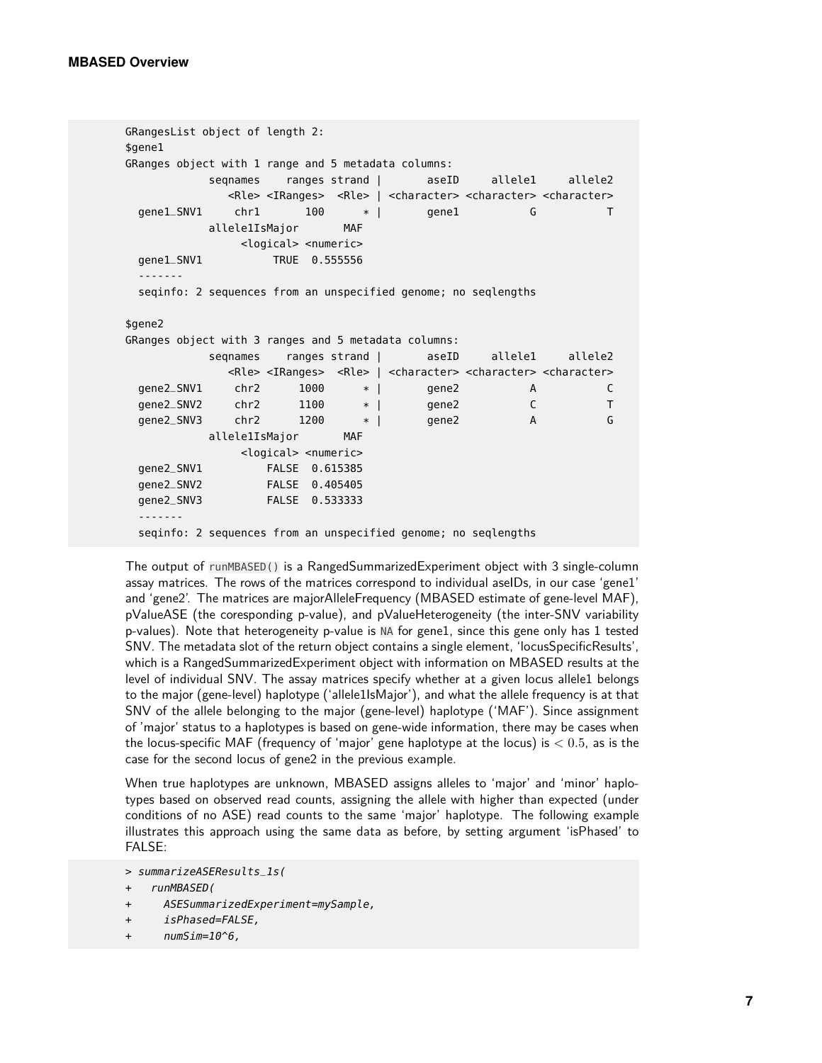```
GRangesList object of length 2:
$gene1
GRanges object with 1 range and 5 metadata columns:
            seqnames    ranges strand |       aseID     allele1     allele2
               <Rle> <IRanges>  <Rle> | <character> <character> <character>
  gene1_SNV1     chr1       100      * |       gene1           G           T
            allele1IsMajor       MAF
                 <logical> <numeric>
  gene1_SNV1           TRUE  0.555556
  -------
  seqinfo: 2 sequences from an unspecified genome; no seqlengths

$gene2
GRanges object with 3 ranges and 5 metadata columns:
            seqnames    ranges strand |       aseID     allele1     allele2
               <Rle> <IRanges>  <Rle> | <character> <character> <character>
  gene2_SNV1     chr2      1000      * |       gene2           A           C
  gene2_SNV2     chr2      1100      * |       gene2           C           T
  gene2_SNV3     chr2      1200      * |       gene2           A           G
            allele1IsMajor       MAF
                 <logical> <numeric>
  gene2_SNV1          FALSE  0.615385
  gene2_SNV2          FALSE  0.405405
  gene2_SNV3          FALSE  0.533333
  -------
  seqinfo: 2 sequences from an unspecified genome; no seqlengths
```

The output of `runMBASED()` is a RangedSummarizedExperiment object with 3 single-column assay matrices. The rows of the matrices correspond to individual aseIDs, in our case 'gene1' and 'gene2'. The matrices are majorAlleleFrequency (MBASED estimate of gene-level MAF), pValueASE (the coresponding p-value), and pValueHeterogeneity (the inter-SNV variability p-values). Note that heterogeneity p-value is `NA` for gene1, since this gene only has 1 tested SNV. The metadata slot of the return object contains a single element, 'locusSpecificResults', which is a RangedSummarizedExperiment object with information on MBASED results at the level of individual SNV. The assay matrices specify whether at a given locus allele1 belongs to the major (gene-level) haplotype ('allele1IsMajor'), and what the allele frequency is at that SNV of the allele belonging to the major (gene-level) haplotype ('MAF'). Since assignment of 'major' status to a haplotypes is based on gene-wide information, there may be cases when the locus-specific MAF (frequency of 'major' gene haplotype at the locus) is $< 0.5$, as is the case for the second locus of gene2 in the previous example.

When true haplotypes are unknown, MBASED assigns alleles to 'major' and 'minor' haplotypes based on observed read counts, assigning the allele with higher than expected (under conditions of no ASE) read counts to the same 'major' haplotype. The following example illustrates this approach using the same data as before, by setting argument 'isPhased' to FALSE:

```
> summarizeASEResults_1s(
+   runMBASED(
+     ASESummarizedExperiment=mySample,
+     isPhased=FALSE,
+     numSim=10^6,
```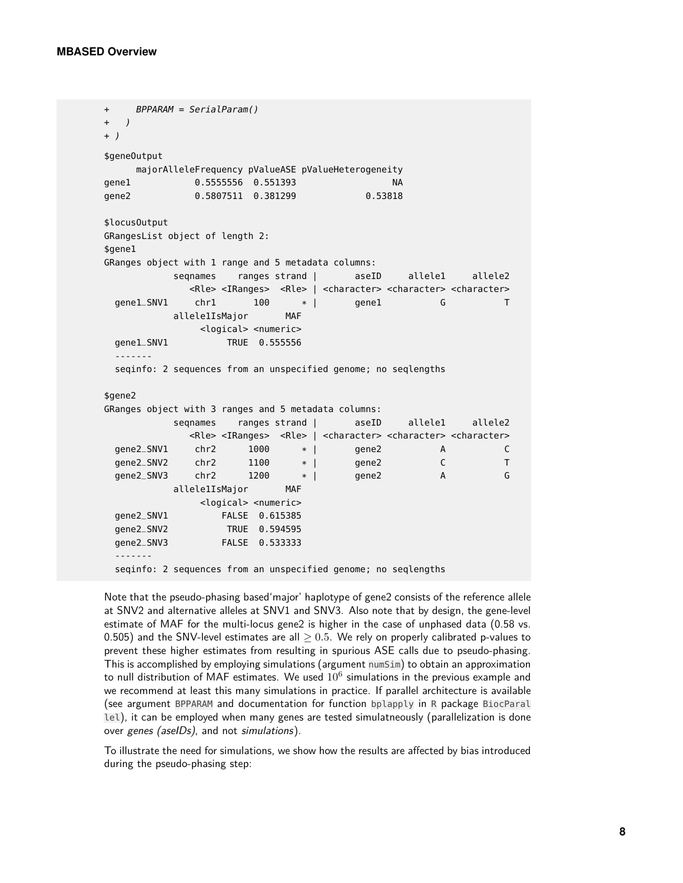```
+     BPPARAM = SerialParam()
+   )
+ )

$geneOutput
      majorAlleleFrequency pValueASE pValueHeterogeneity
gene1            0.5555556  0.551393                  NA
gene2            0.5807511  0.381299             0.53818

$locusOutput
GRangesList object of length 2:
$gene1
GRanges object with 1 range and 5 metadata columns:
             seqnames    ranges strand |       aseID     allele1     allele2
                <Rle> <IRanges>  <Rle> | <character> <character> <character>
  gene1_SNV1     chr1       100      * |       gene1           G           T
             allele1IsMajor       MAF
                  <logical> <numeric>
  gene1_SNV1           TRUE  0.555556
  -------
  seqinfo: 2 sequences from an unspecified genome; no seqlengths

$gene2
GRanges object with 3 ranges and 5 metadata columns:
             seqnames    ranges strand |       aseID     allele1     allele2
                <Rle> <IRanges>  <Rle> | <character> <character> <character>
  gene2_SNV1     chr2      1000      * |       gene2           A           C
  gene2_SNV2     chr2      1100      * |       gene2           C           T
  gene2_SNV3     chr2      1200      * |       gene2           A           G
             allele1IsMajor       MAF
                  <logical> <numeric>
  gene2_SNV1          FALSE  0.615385
  gene2_SNV2           TRUE  0.594595
  gene2_SNV3          FALSE  0.533333
  -------
  seqinfo: 2 sequences from an unspecified genome; no seqlengths
```

Note that the pseudo-phasing based'major' haplotype of gene2 consists of the reference allele at SNV2 and alternative alleles at SNV1 and SNV3. Also note that by design, the gene-level estimate of MAF for the multi-locus gene2 is higher in the case of unphased data (0.58 vs. 0.505) and the SNV-level estimates are all $\geq 0.5$. We rely on properly calibrated p-values to prevent these higher estimates from resulting in spurious ASE calls due to pseudo-phasing. This is accomplished by employing simulations (argument `numSim`) to obtain an approximation to null distribution of MAF estimates. We used $10^6$ simulations in the previous example and we recommend at least this many simulations in practice. If parallel architecture is available (see argument `BPPARAM` and documentation for function `bplapply` in `R` package `BiocParallel`), it can be employed when many genes are tested simulatneously (parallelization is done over *genes (aseIDs)*, and not *simulations*).

To illustrate the need for simulations, we show how the results are affected by bias introduced during the pseudo-phasing step: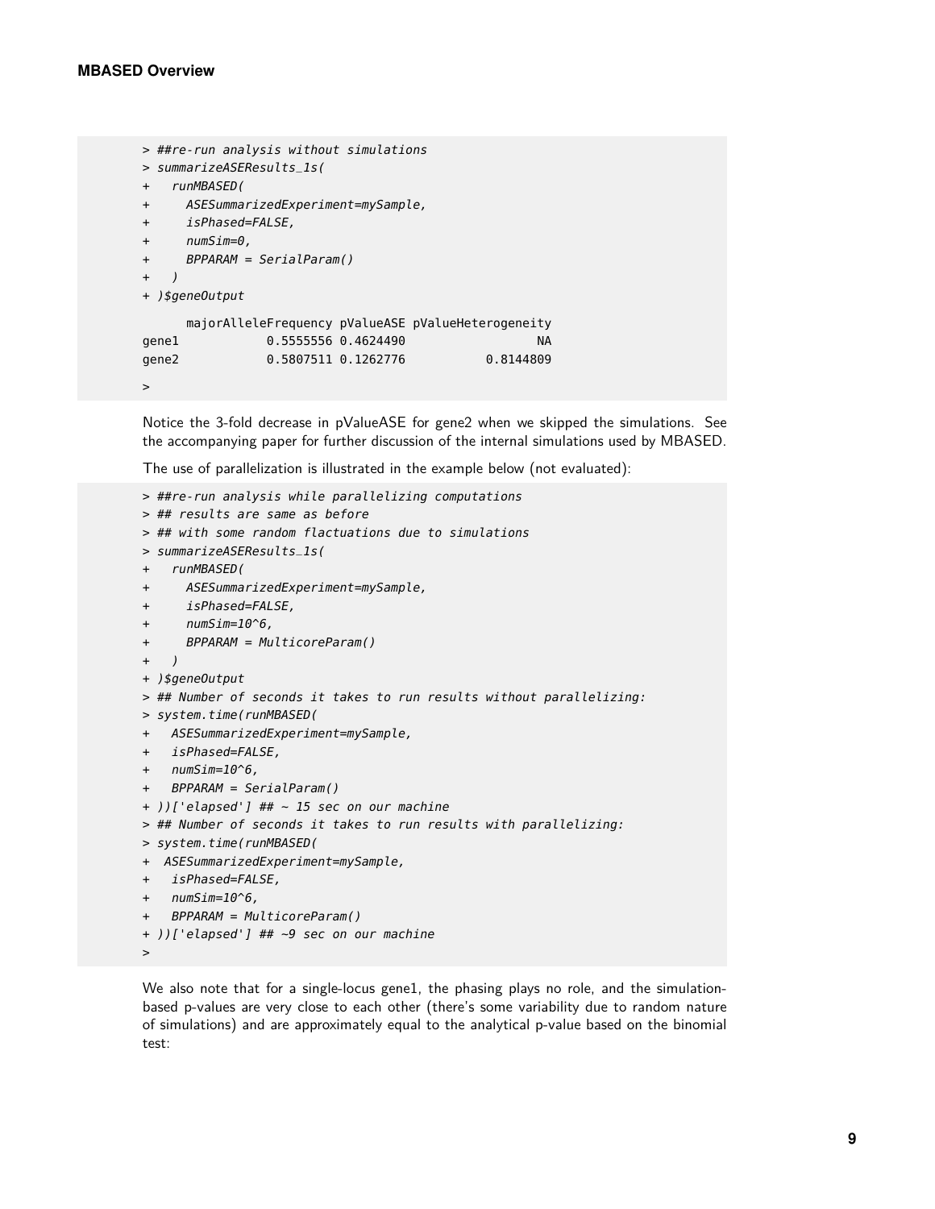```
> ##re-run analysis without simulations
> summarizeASEResults_1s(
+   runMBASED(
+     ASESummarizedExperiment=mySample,
+     isPhased=FALSE,
+     numSim=0,
+     BPPARAM = SerialParam()
+   )
+ )$geneOutput

      majorAlleleFrequency pValueASE pValueHeterogeneity
gene1            0.5555556 0.4624490                  NA
gene2            0.5807511 0.1262776           0.8144809

>
```

Notice the 3-fold decrease in pValueASE for gene2 when we skipped the simulations. See the accompanying paper for further discussion of the internal simulations used by MBASED.

The use of parallelization is illustrated in the example below (not evaluated):

```
> ##re-run analysis while parallelizing computations
> ## results are same as before
> ## with some random fluctuations due to simulations
> summarizeASEResults_1s(
+   runMBASED(
+     ASESummarizedExperiment=mySample,
+     isPhased=FALSE,
+     numSim=10^6,
+     BPPARAM = MulticoreParam()
+   )
+ )$geneOutput
> ## Number of seconds it takes to run results without parallelizing:
> system.time(runMBASED(
+   ASESummarizedExperiment=mySample,
+   isPhased=FALSE,
+   numSim=10^6,
+   BPPARAM = SerialParam()
+ ))['elapsed'] ## ~ 15 sec on our machine
> ## Number of seconds it takes to run results with parallelizing:
> system.time(runMBASED(
+  ASESummarizedExperiment=mySample,
+   isPhased=FALSE,
+   numSim=10^6,
+   BPPARAM = MulticoreParam()
+ ))['elapsed'] ## ~9 sec on our machine
>
```

We also note that for a single-locus gene1, the phasing plays no role, and the simulation-based p-values are very close to each other (there's some variability due to random nature of simulations) and are approximately equal to the analytical p-value based on the binomial test: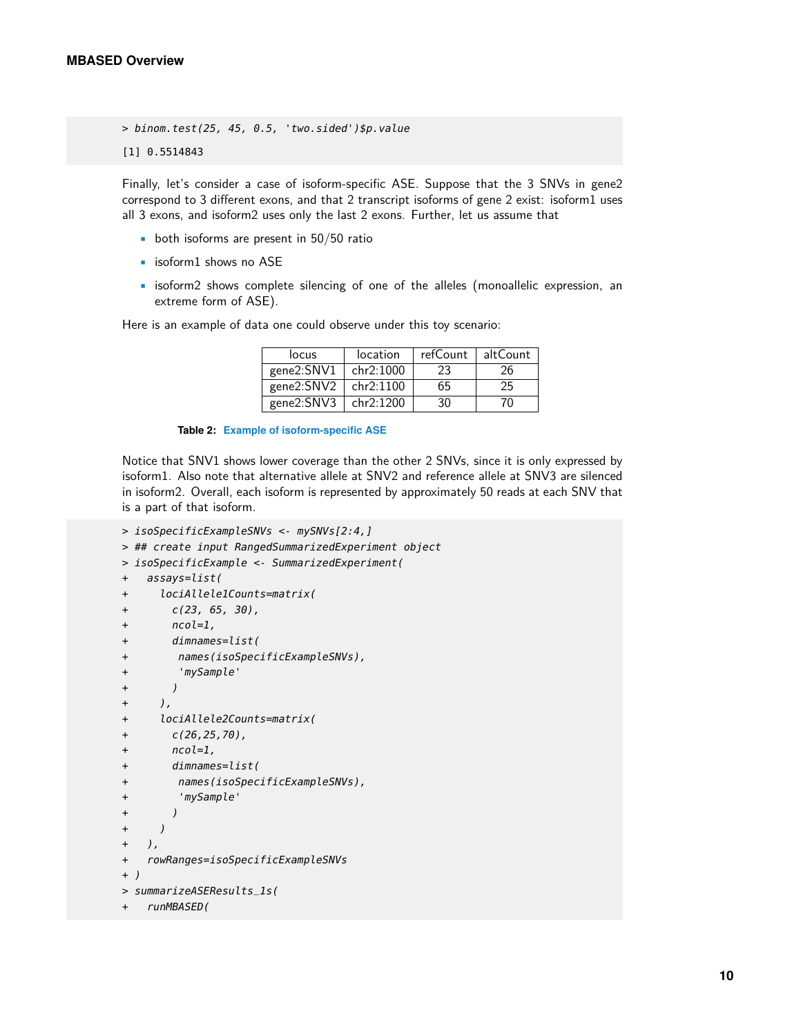```
> binom.test(25, 45, 0.5, 'two.sided')$p.value
[1] 0.5514843
```

Finally, let's consider a case of isoform-specific ASE. Suppose that the 3 SNVs in gene2 correspond to 3 different exons, and that 2 transcript isoforms of gene 2 exist: isoform1 uses all 3 exons, and isoform2 uses only the last 2 exons. Further, let us assume that

- both isoforms are present in 50/50 ratio
- isoform1 shows no ASE
- isoform2 shows complete silencing of one of the alleles (monoallelic expression, an extreme form of ASE).

Here is an example of data one could observe under this toy scenario:

| locus | location | refCount | altCount |
|---|---|---|---|
| gene2:SNV1 | chr2:1000 | 23 | 26 |
| gene2:SNV2 | chr2:1100 | 65 | 25 |
| gene2:SNV3 | chr2:1200 | 30 | 70 |

**Table 2:** Example of isoform-specific ASE

Notice that SNV1 shows lower coverage than the other 2 SNVs, since it is only expressed by isoform1. Also note that alternative allele at SNV2 and reference allele at SNV3 are silenced in isoform2. Overall, each isoform is represented by approximately 50 reads at each SNV that is a part of that isoform.

```
> isoSpecificExampleSNVs <- mySNVs[2:4,]
> ## create input RangedSummarizedExperiment object
> isoSpecificExample <- SummarizedExperiment(
+   assays=list(
+     lociAllele1Counts=matrix(
+       c(23, 65, 30),
+       ncol=1,
+       dimnames=list(
+        names(isoSpecificExampleSNVs),
+        'mySample'
+       )
+     ),
+     lociAllele2Counts=matrix(
+       c(26,25,70),
+       ncol=1,
+       dimnames=list(
+        names(isoSpecificExampleSNVs),
+        'mySample'
+       )
+     )
+   ),
+   rowRanges=isoSpecificExampleSNVs
+ )
> summarizeASEResults_1s(
+   runMBASED(
```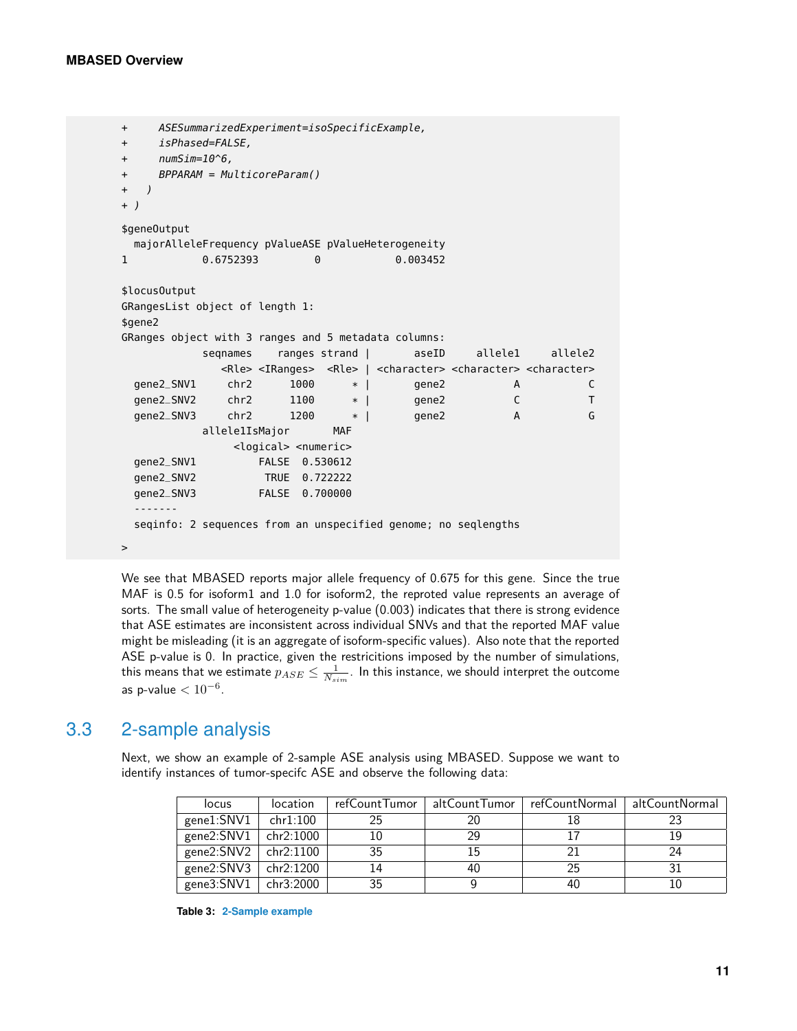```
+     ASESummarizedExperiment=isoSpecificExample,
+     isPhased=FALSE,
+     numSim=10^6,
+     BPPARAM = MulticoreParam()
+   )
+ )
$geneOutput
  majorAlleleFrequency pValueASE pValueHeterogeneity
1            0.6752393         0            0.003452

$locusOutput
GRangesList object of length 1:
$gene2
GRanges object with 3 ranges and 5 metadata columns:
             seqnames    ranges strand |       aseID     allele1     allele2
                <Rle> <IRanges>  <Rle> | <character> <character> <character>
  gene2_SNV1     chr2      1000      * |       gene2           A           C
  gene2_SNV2     chr2      1100      * |       gene2           C           T
  gene2_SNV3     chr2      1200      * |       gene2           A           G
             allele1IsMajor       MAF
                  <logical> <numeric>
  gene2_SNV1          FALSE  0.530612
  gene2_SNV2           TRUE  0.722222
  gene2_SNV3          FALSE  0.700000
  -------
  seqinfo: 2 sequences from an unspecified genome; no seqlengths

>
```

We see that MBASED reports major allele frequency of 0.675 for this gene. Since the true MAF is 0.5 for isoform1 and 1.0 for isoform2, the reproted value represents an average of sorts. The small value of heterogeneity p-value (0.003) indicates that there is strong evidence that ASE estimates are inconsistent across individual SNVs and that the reported MAF value might be misleading (it is an aggregate of isoform-specific values). Also note that the reported ASE p-value is 0. In practice, given the restrictions imposed by the number of simulations, this means that we estimate $p_{ASE} \leq \frac{1}{N_{sim}}$. In this instance, we should interpret the outcome as p-value $< 10^{-6}$.

## 3.3 2-sample analysis

Next, we show an example of 2-sample ASE analysis using MBASED. Suppose we want to identify instances of tumor-specifc ASE and observe the following data:

| locus | location | refCountTumor | altCountTumor | refCountNormal | altCountNormal |
|---|---|---|---|---|---|
| gene1:SNV1 | chr1:100 | 25 | 20 | 18 | 23 |
| gene2:SNV1 | chr2:1000 | 10 | 29 | 17 | 19 |
| gene2:SNV2 | chr2:1100 | 35 | 15 | 21 | 24 |
| gene2:SNV3 | chr2:1200 | 14 | 40 | 25 | 31 |
| gene3:SNV1 | chr3:2000 | 35 | 9 | 40 | 10 |

**Table 3: 2-Sample example**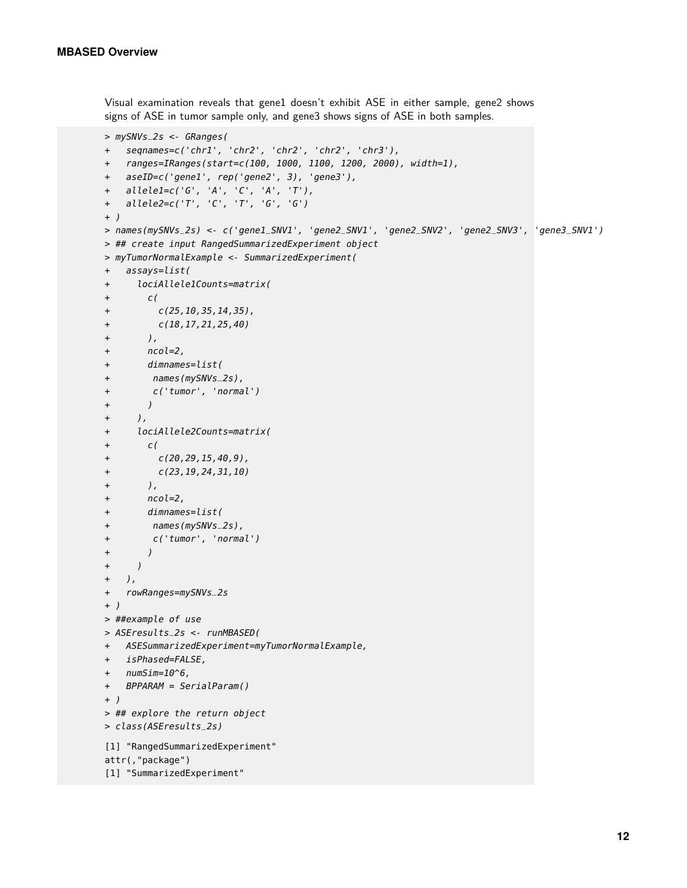Visual examination reveals that gene1 doesn't exhibit ASE in either sample, gene2 shows signs of ASE in tumor sample only, and gene3 shows signs of ASE in both samples.

```
> mySNVs_2s <- GRanges(
+   seqnames=c('chr1', 'chr2', 'chr2', 'chr2', 'chr3'),
+   ranges=IRanges(start=c(100, 1000, 1100, 1200, 2000), width=1),
+   aseID=c('gene1', rep('gene2', 3), 'gene3'),
+   allele1=c('G', 'A', 'C', 'A', 'T'),
+   allele2=c('T', 'C', 'T', 'G', 'G')
+ )
> names(mySNVs_2s) <- c('gene1_SNV1', 'gene2_SNV1', 'gene2_SNV2', 'gene2_SNV3', 'gene3_SNV1')
> ## create input RangedSummarizedExperiment object
> myTumorNormalExample <- SummarizedExperiment(
+   assays=list(
+     lociAllele1Counts=matrix(
+       c(
+         c(25,10,35,14,35),
+         c(18,17,21,25,40)
+       ),
+       ncol=2,
+       dimnames=list(
+        names(mySNVs_2s),
+        c('tumor', 'normal')
+       )
+     ),
+     lociAllele2Counts=matrix(
+       c(
+         c(20,29,15,40,9),
+         c(23,19,24,31,10)
+       ),
+       ncol=2,
+       dimnames=list(
+        names(mySNVs_2s),
+        c('tumor', 'normal')
+       )
+     )
+   ),
+   rowRanges=mySNVs_2s
+ )
> ##example of use
> ASEresults_2s <- runMBASED(
+   ASESummarizedExperiment=myTumorNormalExample,
+   isPhased=FALSE,
+   numSim=10^6,
+   BPPARAM = SerialParam()
+ )
> ## explore the return object
> class(ASEresults_2s)

[1] "RangedSummarizedExperiment"
attr(,"package")
[1] "SummarizedExperiment"
```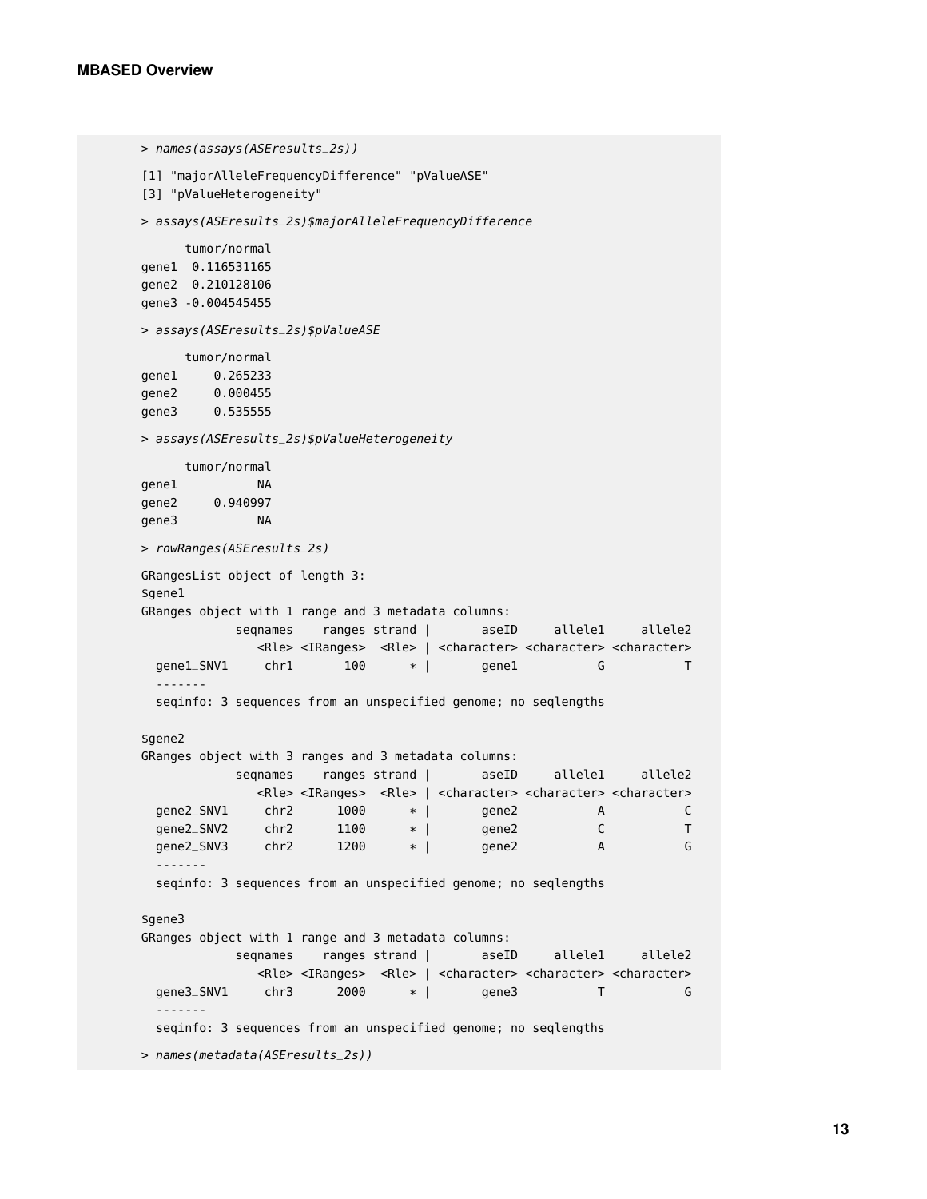```
> names(assays(ASEresults_2s))

[1] "majorAlleleFrequencyDifference" "pValueASE"
[3] "pValueHeterogeneity"

> assays(ASEresults_2s)$majorAlleleFrequencyDifference

      tumor/normal
gene1  0.116531165
gene2  0.210128106
gene3 -0.004545455

> assays(ASEresults_2s)$pValueASE

      tumor/normal
gene1     0.265233
gene2     0.000455
gene3     0.535555

> assays(ASEresults_2s)$pValueHeterogeneity

      tumor/normal
gene1           NA
gene2     0.940997
gene3           NA

> rowRanges(ASEresults_2s)

GRangesList object of length 3:
$gene1
GRanges object with 1 range and 3 metadata columns:
            seqnames    ranges strand |       aseID     allele1     allele2
               <Rle> <IRanges>  <Rle> | <character> <character> <character>
  gene1_SNV1     chr1       100      * |       gene1           G           T
  -------
  seqinfo: 3 sequences from an unspecified genome; no seqlengths

$gene2
GRanges object with 3 ranges and 3 metadata columns:
            seqnames    ranges strand |       aseID     allele1     allele2
               <Rle> <IRanges>  <Rle> | <character> <character> <character>
  gene2_SNV1     chr2      1000      * |       gene2           A           C
  gene2_SNV2     chr2      1100      * |       gene2           C           T
  gene2_SNV3     chr2      1200      * |       gene2           A           G
  -------
  seqinfo: 3 sequences from an unspecified genome; no seqlengths

$gene3
GRanges object with 1 range and 3 metadata columns:
            seqnames    ranges strand |       aseID     allele1     allele2
               <Rle> <IRanges>  <Rle> | <character> <character> <character>
  gene3_SNV1     chr3      2000      * |       gene3           T           G
  -------
  seqinfo: 3 sequences from an unspecified genome; no seqlengths

> names(metadata(ASEresults_2s))
```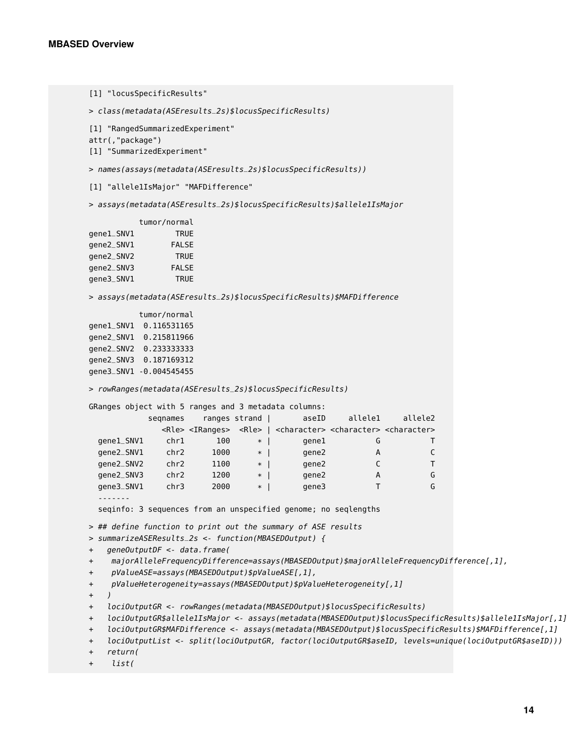```
[1] "locusSpecificResults"

> class(metadata(ASEresults_2s)$locusSpecificResults)

[1] "RangedSummarizedExperiment"
attr(,"package")
[1] "SummarizedExperiment"

> names(assays(metadata(ASEresults_2s)$locusSpecificResults))

[1] "allele1IsMajor" "MAFDifference"

> assays(metadata(ASEresults_2s)$locusSpecificResults)$allele1IsMajor

           tumor/normal
gene1_SNV1         TRUE
gene2_SNV1        FALSE
gene2_SNV2         TRUE
gene2_SNV3        FALSE
gene3_SNV1         TRUE

> assays(metadata(ASEresults_2s)$locusSpecificResults)$MAFDifference

           tumor/normal
gene1_SNV1  0.116531165
gene2_SNV1  0.215811966
gene2_SNV2  0.233333333
gene2_SNV3  0.187169312
gene3_SNV1 -0.004545455

> rowRanges(metadata(ASEresults_2s)$locusSpecificResults)

GRanges object with 5 ranges and 3 metadata columns:
             seqnames    ranges strand |       aseID     allele1     allele2
                <Rle> <IRanges>  <Rle> | <character> <character> <character>
  gene1_SNV1     chr1       100      * |       gene1           G           T
  gene2_SNV1     chr2      1000      * |       gene2           A           C
  gene2_SNV2     chr2      1100      * |       gene2           C           T
  gene2_SNV3     chr2      1200      * |       gene2           A           G
  gene3_SNV1     chr3      2000      * |       gene3           T           G
  -------
  seqinfo: 3 sequences from an unspecified genome; no seqlengths

> ## define function to print out the summary of ASE results
> summarizeASEResults_2s <- function(MBASEDOutput) {
+   geneOutputDF <- data.frame(
+     majorAlleleFrequencyDifference=assays(MBASEDOutput)$majorAlleleFrequencyDifference[,1],
+     pValueASE=assays(MBASEDOutput)$pValueASE[,1],
+     pValueHeterogeneity=assays(MBASEDOutput)$pValueHeterogeneity[,1]
+   )
+   lociOutputGR <- rowRanges(metadata(MBASEDOutput)$locusSpecificResults)
+   lociOutputGR$allele1IsMajor <- assays(metadata(MBASEDOutput)$locusSpecificResults)$allele1IsMajor[,1]
+   lociOutputGR$MAFDifference <- assays(metadata(MBASEDOutput)$locusSpecificResults)$MAFDifference[,1]
+   lociOutputList <- split(lociOutputGR, factor(lociOutputGR$aseID, levels=unique(lociOutputGR$aseID)))
+   return(
+     list(
```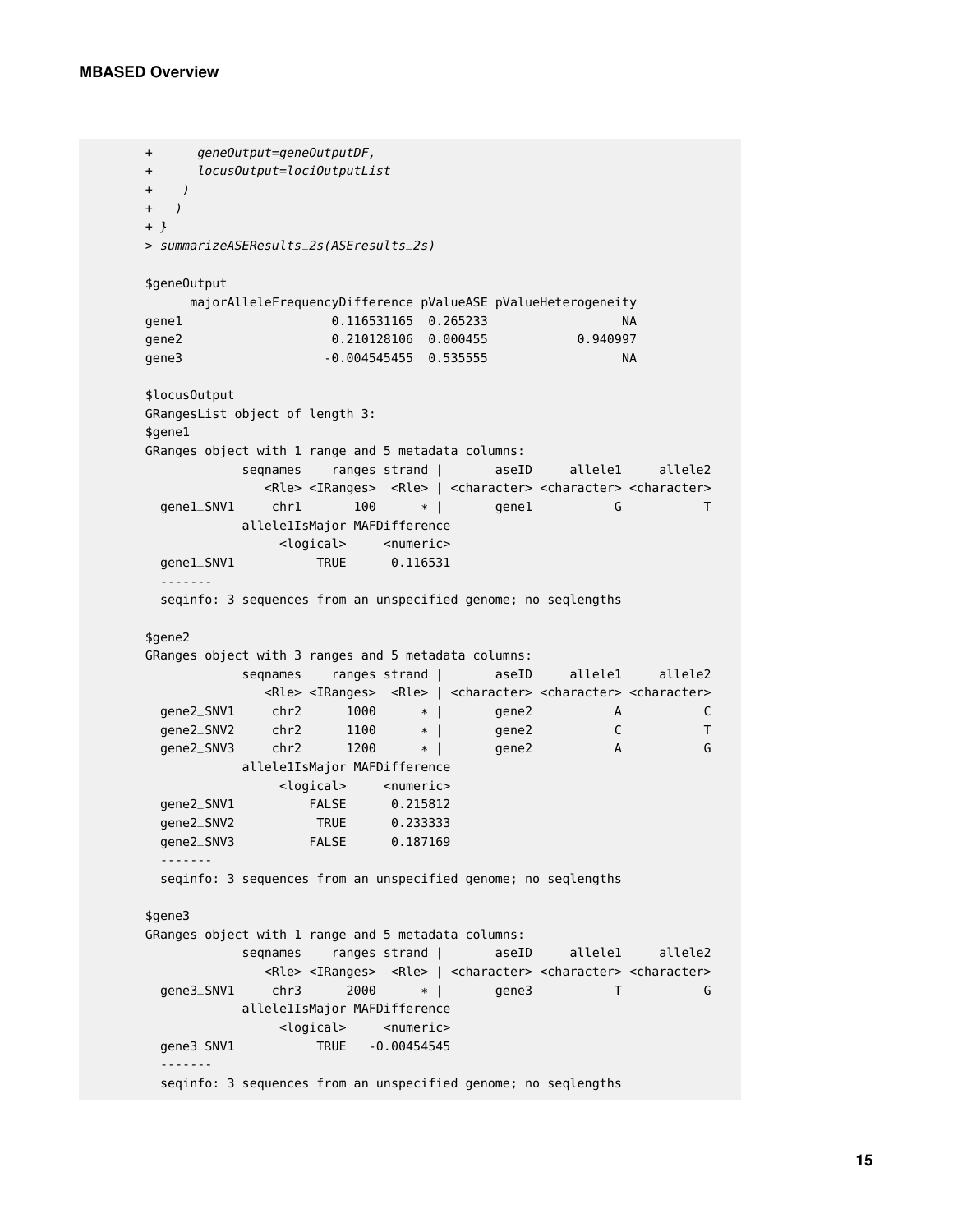```
+       geneOutput=geneOutputDF,
+       locusOutput=lociOutputList
+     )
+   )
+ }
> summarizeASEResults_2s(ASEresults_2s)

$geneOutput
      majorAlleleFrequencyDifference pValueASE pValueHeterogeneity
gene1                    0.116531165  0.265233                  NA
gene2                    0.210128106  0.000455            0.940997
gene3                   -0.004545455  0.535555                  NA

$locusOutput
GRangesList object of length 3:
$gene1
GRanges object with 1 range and 5 metadata columns:
             seqnames    ranges strand |       aseID     allele1     allele2
                <Rle> <IRanges>  <Rle> | <character> <character> <character>
  gene1_SNV1     chr1       100      * |       gene1           G           T
             allele1IsMajor MAFDifference
                  <logical>     <numeric>
  gene1_SNV1           TRUE      0.116531
  -------
  seqinfo: 3 sequences from an unspecified genome; no seqlengths

$gene2
GRanges object with 3 ranges and 5 metadata columns:
             seqnames    ranges strand |       aseID     allele1     allele2
                <Rle> <IRanges>  <Rle> | <character> <character> <character>
  gene2_SNV1     chr2      1000      * |       gene2           A           C
  gene2_SNV2     chr2      1100      * |       gene2           C           T
  gene2_SNV3     chr2      1200      * |       gene2           A           G
             allele1IsMajor MAFDifference
                  <logical>     <numeric>
  gene2_SNV1          FALSE      0.215812
  gene2_SNV2           TRUE      0.233333
  gene2_SNV3          FALSE      0.187169
  -------
  seqinfo: 3 sequences from an unspecified genome; no seqlengths

$gene3
GRanges object with 1 range and 5 metadata columns:
             seqnames    ranges strand |       aseID     allele1     allele2
                <Rle> <IRanges>  <Rle> | <character> <character> <character>
  gene3_SNV1     chr3      2000      * |       gene3           T           G
             allele1IsMajor MAFDifference
                  <logical>     <numeric>
  gene3_SNV1           TRUE   -0.00454545
  -------
  seqinfo: 3 sequences from an unspecified genome; no seqlengths
```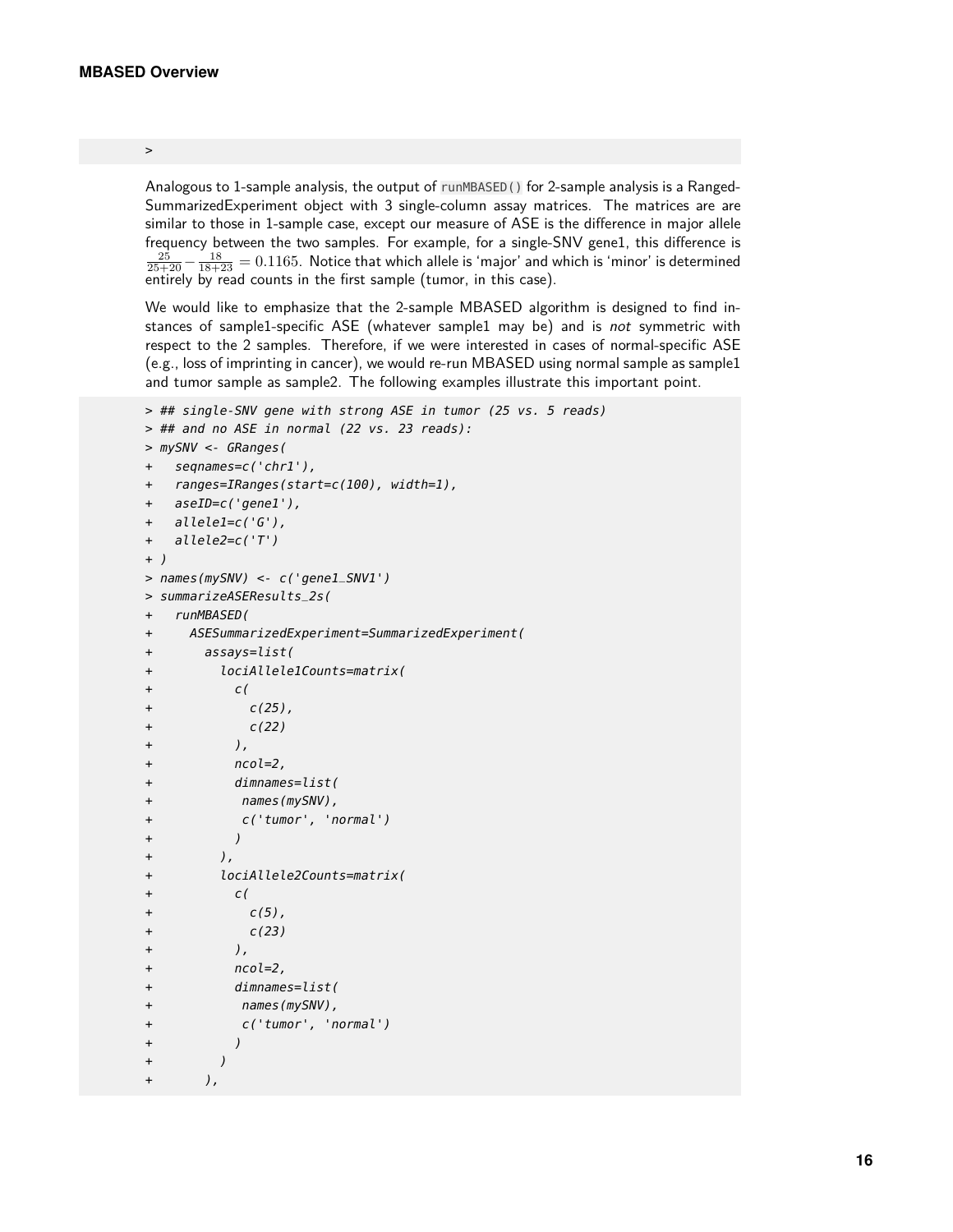```
>
```

Analogous to 1-sample analysis, the output of `runMBASED()` for 2-sample analysis is a Ranged-SummarizedExperiment object with 3 single-column assay matrices. The matrices are are similar to those in 1-sample case, except our measure of ASE is the difference in major allele frequency between the two samples. For example, for a single-SNV gene1, this difference is $\frac{25}{25+20} - \frac{18}{18+23} = 0.1165$. Notice that which allele is 'major' and which is 'minor' is determined entirely by read counts in the first sample (tumor, in this case).

We would like to emphasize that the 2-sample MBASED algorithm is designed to find instances of sample1-specific ASE (whatever sample1 may be) and is *not* symmetric with respect to the 2 samples. Therefore, if we were interested in cases of normal-specific ASE (e.g., loss of imprinting in cancer), we would re-run MBASED using normal sample as sample1 and tumor sample as sample2. The following examples illustrate this important point.

```
> ## single-SNV gene with strong ASE in tumor (25 vs. 5 reads)
> ## and no ASE in normal (22 vs. 23 reads):
> mySNV <- GRanges(
+   seqnames=c('chr1'),
+   ranges=IRanges(start=c(100), width=1),
+   aseID=c('gene1'),
+   allele1=c('G'),
+   allele2=c('T')
+ )
> names(mySNV) <- c('gene1_SNV1')
> summarizeASEResults_2s(
+   runMBASED(
+     ASESummarizedExperiment=SummarizedExperiment(
+       assays=list(
+         lociAllele1Counts=matrix(
+           c(
+             c(25),
+             c(22)
+           ),
+           ncol=2,
+           dimnames=list(
+            names(mySNV),
+            c('tumor', 'normal')
+           )
+         ),
+         lociAllele2Counts=matrix(
+           c(
+             c(5),
+             c(23)
+           ),
+           ncol=2,
+           dimnames=list(
+            names(mySNV),
+            c('tumor', 'normal')
+           )
+         )
+       ),
```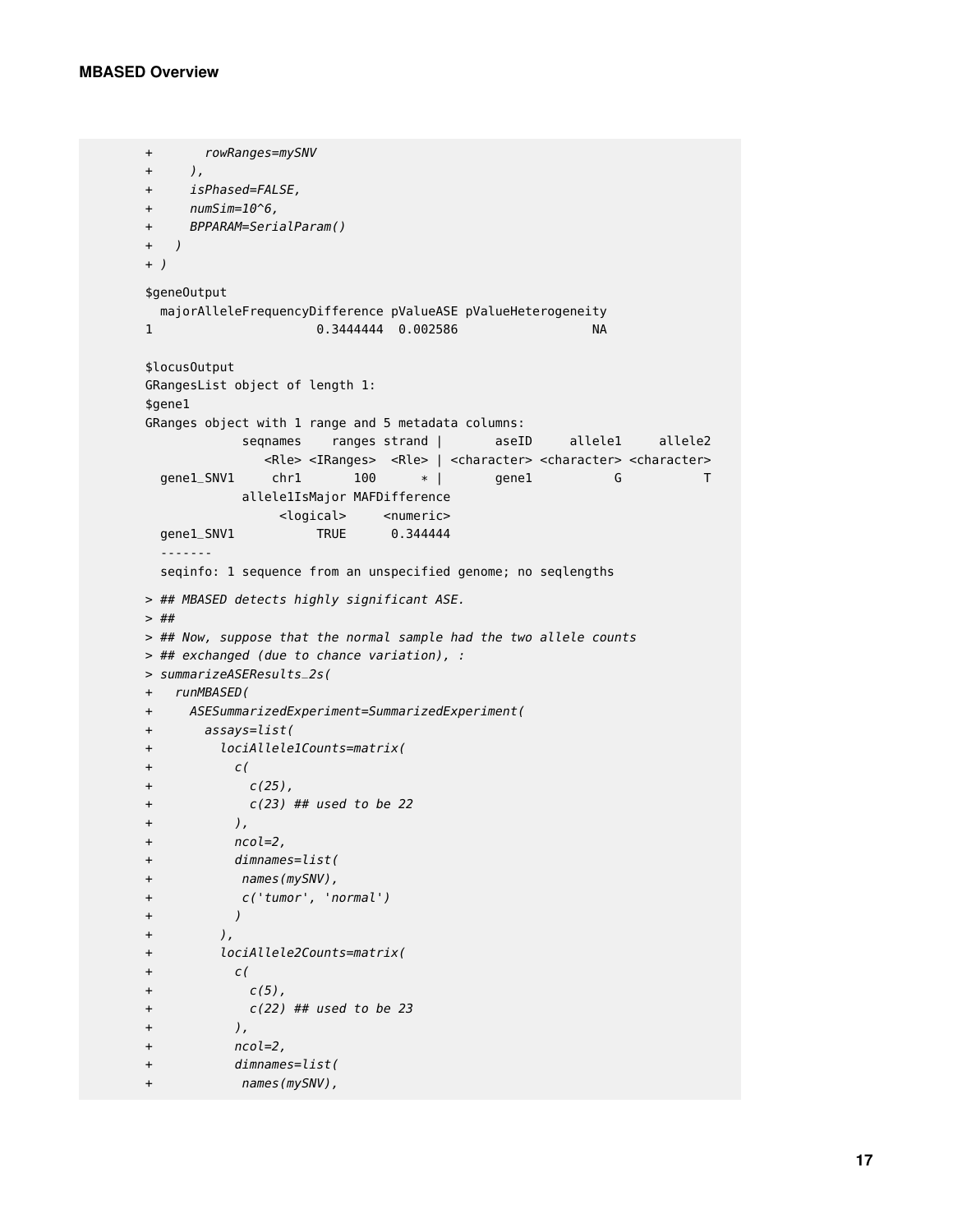```
+       rowRanges=mySNV
+     ),
+     isPhased=FALSE,
+     numSim=10^6,
+     BPPARAM=SerialParam()
+   )
+ )

$geneOutput
  majorAlleleFrequencyDifference pValueASE pValueHeterogeneity
1                      0.3444444  0.002586                  NA

$locusOutput
GRangesList object of length 1:
$gene1
GRanges object with 1 range and 5 metadata columns:
             seqnames    ranges strand |       aseID     allele1     allele2
                <Rle> <IRanges>  <Rle> | <character> <character> <character>
  gene1_SNV1     chr1       100      * |       gene1           G           T
             allele1IsMajor MAFDifference
                  <logical>     <numeric>
  gene1_SNV1           TRUE      0.344444
  -------
  seqinfo: 1 sequence from an unspecified genome; no seqlengths

> ## MBASED detects highly significant ASE.
> ##
> ## Now, suppose that the normal sample had the two allele counts
> ## exchanged (due to chance variation), :
> summarizeASEResults_2s(
+   runMBASED(
+     ASESummarizedExperiment=SummarizedExperiment(
+       assays=list(
+         lociAllele1Counts=matrix(
+           c(
+             c(25),
+             c(23) ## used to be 22
+           ),
+           ncol=2,
+           dimnames=list(
+            names(mySNV),
+            c('tumor', 'normal')
+           )
+         ),
+         lociAllele2Counts=matrix(
+           c(
+             c(5),
+             c(22) ## used to be 23
+           ),
+           ncol=2,
+           dimnames=list(
+            names(mySNV),
```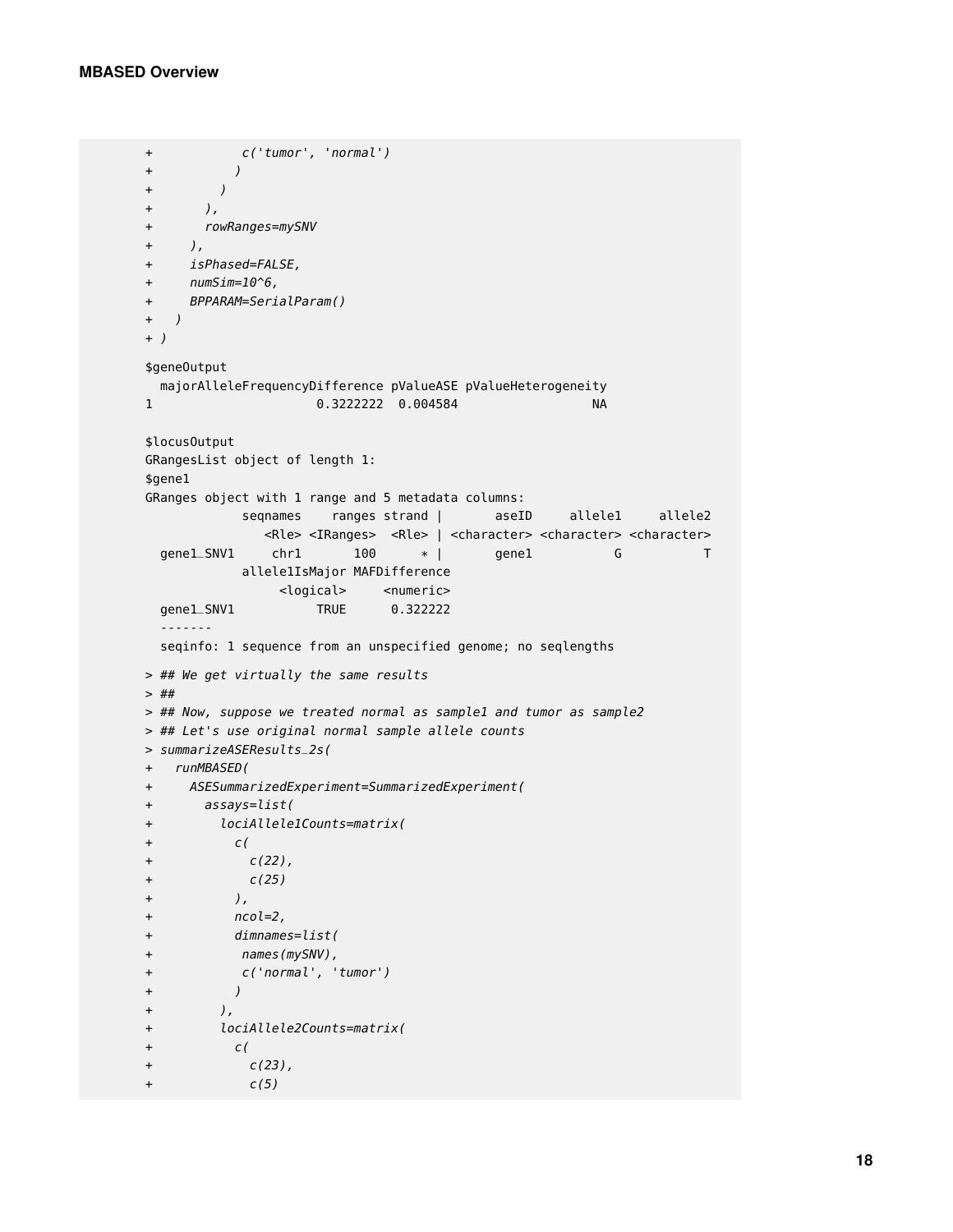```
+            c('tumor', 'normal')
+           )
+         )
+       ),
+       rowRanges=mySNV
+     ),
+     isPhased=FALSE,
+     numSim=10^6,
+     BPPARAM=SerialParam()
+   )
+ )

$geneOutput
  majorAlleleFrequencyDifference pValueASE pValueHeterogeneity
1                      0.3222222  0.004584                  NA

$locusOutput
GRangesList object of length 1:
$gene1
GRanges object with 1 range and 5 metadata columns:
             seqnames    ranges strand |       aseID     allele1     allele2
                <Rle> <IRanges>  <Rle> | <character> <character> <character>
  gene1_SNV1     chr1       100      * |       gene1           G           T
             allele1IsMajor MAFDifference
                  <logical>     <numeric>
  gene1_SNV1           TRUE      0.322222
  -------
  seqinfo: 1 sequence from an unspecified genome; no seqlengths

> ## We get virtually the same results
> ##
> ## Now, suppose we treated normal as sample1 and tumor as sample2
> ## Let's use original normal sample allele counts
> summarizeASEResults_2s(
+   runMBASED(
+     ASESummarizedExperiment=SummarizedExperiment(
+       assays=list(
+         lociAllele1Counts=matrix(
+           c(
+             c(22),
+             c(25)
+           ),
+           ncol=2,
+           dimnames=list(
+            names(mySNV),
+            c('normal', 'tumor')
+           )
+         ),
+         lociAllele2Counts=matrix(
+           c(
+             c(23),
+             c(5)
```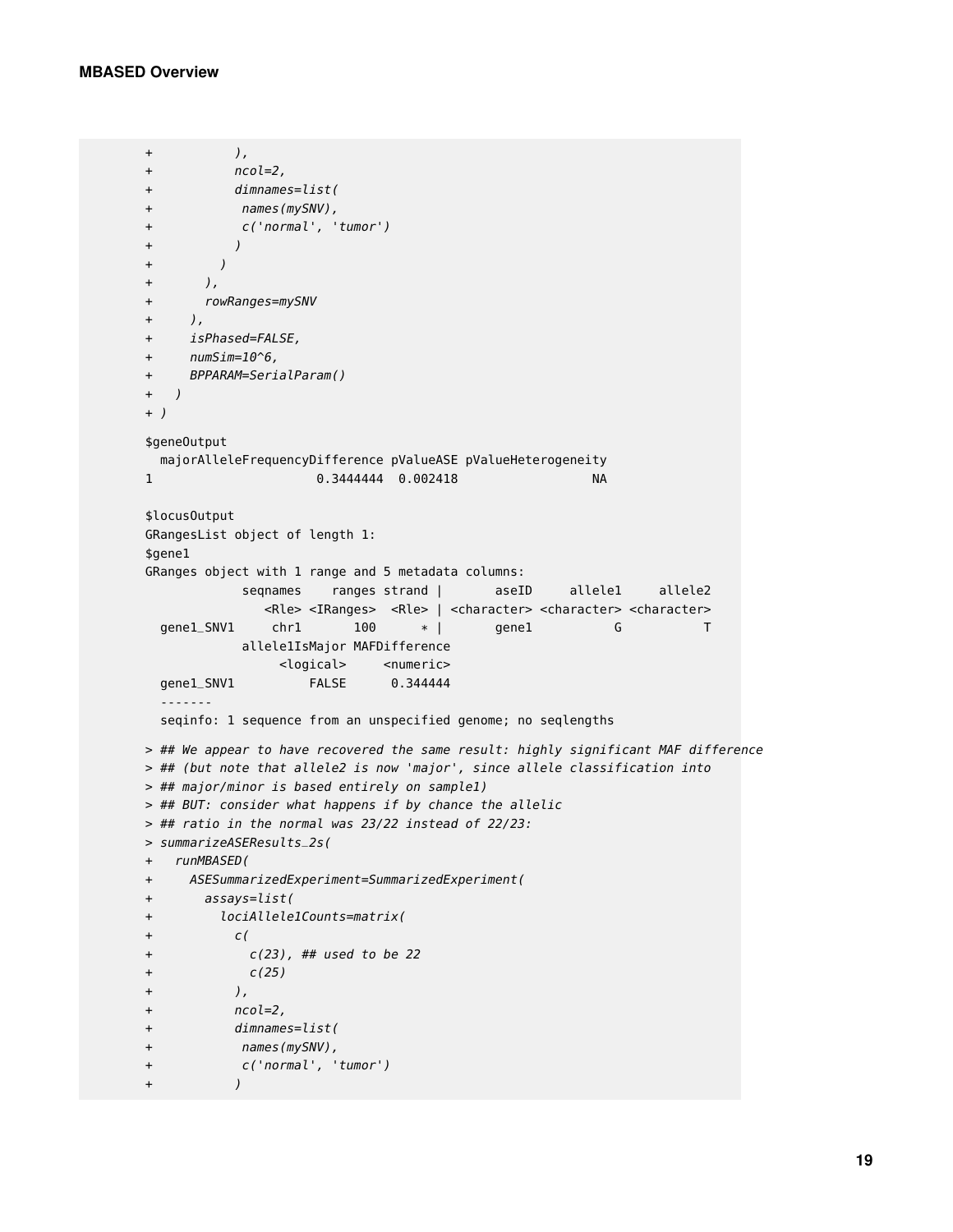```
+           ),
+           ncol=2,
+           dimnames=list(
+            names(mySNV),
+            c('normal', 'tumor')
+           )
+         )
+       ),
+       rowRanges=mySNV
+     ),
+     isPhased=FALSE,
+     numSim=10^6,
+     BPPARAM=SerialParam()
+   )
+ )

$geneOutput
  majorAlleleFrequencyDifference pValueASE pValueHeterogeneity
1                      0.3444444  0.002418                  NA

$locusOutput
GRangesList object of length 1:
$gene1
GRanges object with 1 range and 5 metadata columns:
             seqnames    ranges strand |       aseID     allele1     allele2
                <Rle> <IRanges>  <Rle> | <character> <character> <character>
  gene1_SNV1     chr1       100      * |       gene1           G           T
             allele1IsMajor MAFDifference
                  <logical>     <numeric>
  gene1_SNV1          FALSE      0.344444
  -------
  seqinfo: 1 sequence from an unspecified genome; no seqlengths

> ## We appear to have recovered the same result: highly significant MAF difference
> ## (but note that allele2 is now 'major', since allele classification into
> ## major/minor is based entirely on sample1)
> ## BUT: consider what happens if by chance the allelic
> ## ratio in the normal was 23/22 instead of 22/23:
> summarizeASEResults_2s(
+   runMBASED(
+     ASESummarizedExperiment=SummarizedExperiment(
+       assays=list(
+         lociAllele1Counts=matrix(
+           c(
+             c(23), ## used to be 22
+             c(25)
+           ),
+           ncol=2,
+           dimnames=list(
+            names(mySNV),
+            c('normal', 'tumor')
+           )
```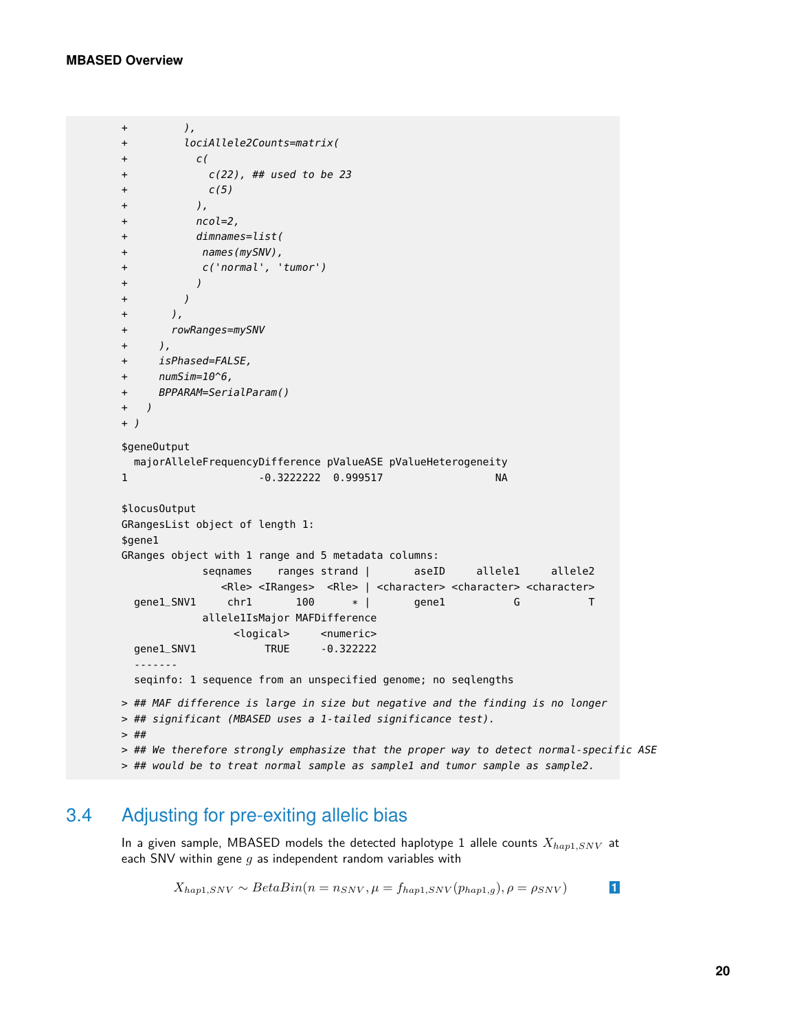```
+         ),
+         lociAllele2Counts=matrix(
+           c(
+             c(22), ## used to be 23
+             c(5)
+           ),
+           ncol=2,
+           dimnames=list(
+            names(mySNV),
+            c('normal', 'tumor')
+           )
+         )
+       ),
+       rowRanges=mySNV
+     ),
+     isPhased=FALSE,
+     numSim=10^6,
+     BPPARAM=SerialParam()
+   )
+ )

$geneOutput
  majorAlleleFrequencyDifference pValueASE pValueHeterogeneity
1                     -0.3222222  0.999517                  NA

$locusOutput
GRangesList object of length 1:
$gene1
GRanges object with 1 range and 5 metadata columns:
             seqnames    ranges strand |       aseID     allele1     allele2
                <Rle> <IRanges>  <Rle> | <character> <character> <character>
  gene1_SNV1     chr1       100      * |       gene1           G           T
             allele1IsMajor MAFDifference
                  <logical>     <numeric>
  gene1_SNV1           TRUE     -0.322222
  -------
  seqinfo: 1 sequence from an unspecified genome; no seqlengths

> ## MAF difference is large in size but negative and the finding is no longer
> ## significant (MBASED uses a 1-tailed significance test).
> ##
> ## We therefore strongly emphasize that the proper way to detect normal-specific ASE
> ## would be to treat normal sample as sample1 and tumor sample as sample2.
```

## 3.4 Adjusting for pre-exiting allelic bias

In a given sample, MBASED models the detected haplotype 1 allele counts $X_{hap1,SNV}$ at each SNV within gene $g$ as independent random variables with

$$X_{hap1,SNV} \sim BetaBin(n = n_{SNV}, \mu = f_{hap1,SNV}(p_{hap1,g}), \rho = \rho_{SNV}) \qquad (1)$$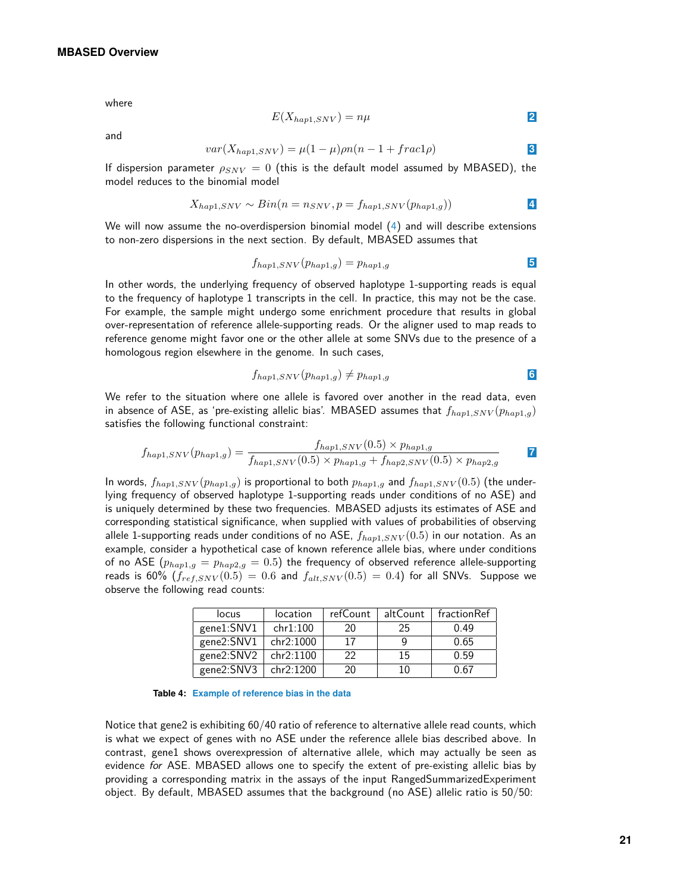where

$$E(X_{hap1,SNV}) = n\mu \tag{2}$$

and

$$var(X_{hap1,SNV}) = \mu(1-\mu)\rho n(n-1+frac1\rho) \tag{3}$$

If dispersion parameter $\rho_{SNV} = 0$ (this is the default model assumed by MBASED), the model reduces to the binomial model

$$X_{hap1,SNV} \sim Bin(n = n_{SNV}, p = f_{hap1,SNV}(p_{hap1,g})) \tag{4}$$

We will now assume the no-overdispersion binomial model (4) and will describe extensions to non-zero dispersions in the next section. By default, MBASED assumes that

$$f_{hap1,SNV}(p_{hap1,g}) = p_{hap1,g} \tag{5}$$

In other words, the underlying frequency of observed haplotype 1-supporting reads is equal to the frequency of haplotype 1 transcripts in the cell. In practice, this may not be the case. For example, the sample might undergo some enrichment procedure that results in global over-representation of reference allele-supporting reads. Or the aligner used to map reads to reference genome might favor one or the other allele at some SNVs due to the presence of a homologous region elsewhere in the genome. In such cases,

$$f_{hap1,SNV}(p_{hap1,g}) \neq p_{hap1,g} \tag{6}$$

We refer to the situation where one allele is favored over another in the read data, even in absence of ASE, as 'pre-existing allelic bias'. MBASED assumes that $f_{hap1,SNV}(p_{hap1,g})$ satisfies the following functional constraint:

$$f_{hap1,SNV}(p_{hap1,g}) = \frac{f_{hap1,SNV}(0.5) \times p_{hap1,g}}{f_{hap1,SNV}(0.5) \times p_{hap1,g} + f_{hap2,SNV}(0.5) \times p_{hap2,g}} \tag{7}$$

In words, $f_{hap1,SNV}(p_{hap1,g})$ is proportional to both $p_{hap1,g}$ and $f_{hap1,SNV}(0.5)$ (the underlying frequency of observed haplotype 1-supporting reads under conditions of no ASE) and is uniquely determined by these two frequencies. MBASED adjusts its estimates of ASE and corresponding statistical significance, when supplied with values of probabilities of observing allele 1-supporting reads under conditions of no ASE, $f_{hap1,SNV}(0.5)$ in our notation. As an example, consider a hypothetical case of known reference allele bias, where under conditions of no ASE ($p_{hap1,g} = p_{hap2,g} = 0.5$) the frequency of observed reference allele-supporting reads is 60% ($f_{ref,SNV}(0.5) = 0.6$ and $f_{alt,SNV}(0.5) = 0.4$) for all SNVs. Suppose we observe the following read counts:

| locus | location | refCount | altCount | fractionRef |
|---|---|---|---|---|
| gene1:SNV1 | chr1:100 | 20 | 25 | 0.49 |
| gene2:SNV1 | chr2:1000 | 17 | 9 | 0.65 |
| gene2:SNV2 | chr2:1100 | 22 | 15 | 0.59 |
| gene2:SNV3 | chr2:1200 | 20 | 10 | 0.67 |

**Table 4: Example of reference bias in the data**

Notice that gene2 is exhibiting 60/40 ratio of reference to alternative allele read counts, which is what we expect of genes with no ASE under the reference allele bias described above. In contrast, gene1 shows overexpression of alternative allele, which may actually be seen as evidence *for* ASE. MBASED allows one to specify the extent of pre-existing allelic bias by providing a corresponding matrix in the assays of the input RangedSummarizedExperiment object. By default, MBASED assumes that the background (no ASE) allelic ratio is 50/50: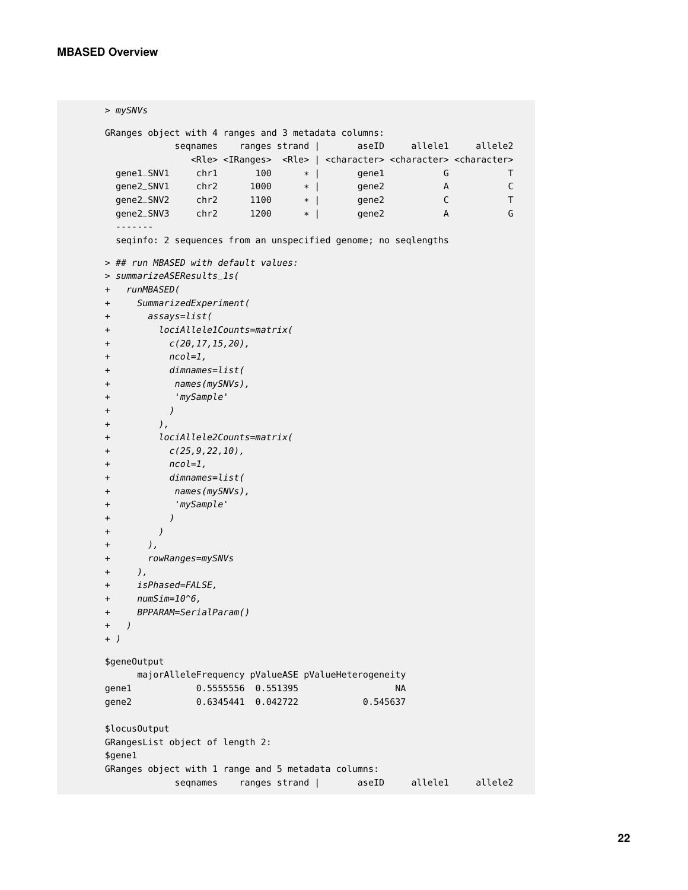```
> mySNVs

GRanges object with 4 ranges and 3 metadata columns:
            seqnames    ranges strand |       aseID     allele1     allele2
               <Rle> <IRanges>  <Rle> | <character> <character> <character>
  gene1_SNV1     chr1       100      * |       gene1           G           T
  gene2_SNV1     chr2      1000      * |       gene2           A           C
  gene2_SNV2     chr2      1100      * |       gene2           C           T
  gene2_SNV3     chr2      1200      * |       gene2           A           G
  -------
  seqinfo: 2 sequences from an unspecified genome; no seqlengths

> ## run MBASED with default values:
> summarizeASEResults_1s(
+   runMBASED(
+     SummarizedExperiment(
+       assays=list(
+         lociAllele1Counts=matrix(
+           c(20,17,15,20),
+           ncol=1,
+           dimnames=list(
+            names(mySNVs),
+            'mySample'
+           )
+         ),
+         lociAllele2Counts=matrix(
+           c(25,9,22,10),
+           ncol=1,
+           dimnames=list(
+            names(mySNVs),
+            'mySample'
+           )
+         )
+       ),
+       rowRanges=mySNVs
+     ),
+     isPhased=FALSE,
+     numSim=10^6,
+     BPPARAM=SerialParam()
+   )
+ )

$geneOutput
      majorAlleleFrequency pValueASE pValueHeterogeneity
gene1            0.5555556  0.551395                  NA
gene2            0.6345441  0.042722            0.545637

$locusOutput
GRangesList object of length 2:
$gene1
GRanges object with 1 range and 5 metadata columns:
            seqnames    ranges strand |       aseID     allele1     allele2
```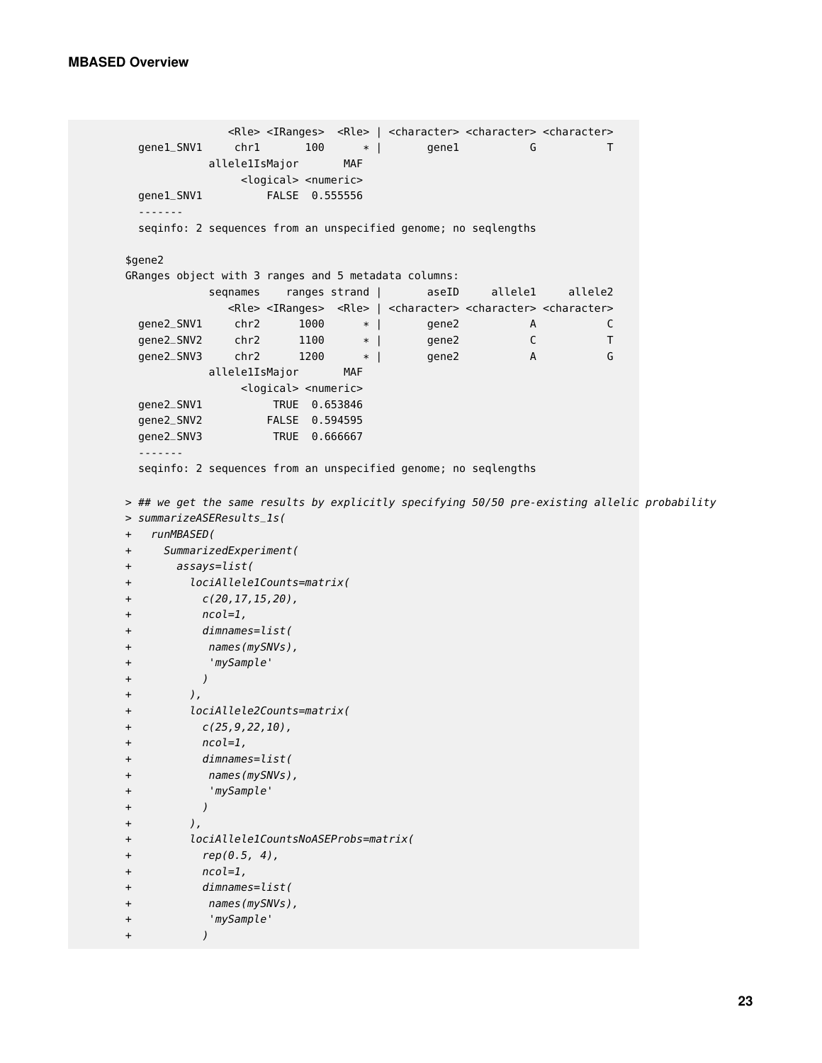```
                 <Rle> <IRanges>  <Rle> | <character> <character> <character>
  gene1_SNV1     chr1       100      * |       gene1           G           T
             allele1IsMajor       MAF
                  <logical> <numeric>
  gene1_SNV1          FALSE  0.555556
  -------
  seqinfo: 2 sequences from an unspecified genome; no seqlengths

$gene2
GRanges object with 3 ranges and 5 metadata columns:
             seqnames    ranges strand |       aseID     allele1     allele2
                <Rle> <IRanges>  <Rle> | <character> <character> <character>
  gene2_SNV1     chr2      1000      * |       gene2           A           C
  gene2_SNV2     chr2      1100      * |       gene2           C           T
  gene2_SNV3     chr2      1200      * |       gene2           A           G
             allele1IsMajor       MAF
                  <logical> <numeric>
  gene2_SNV1           TRUE  0.653846
  gene2_SNV2          FALSE  0.594595
  gene2_SNV3           TRUE  0.666667
  -------
  seqinfo: 2 sequences from an unspecified genome; no seqlengths

> ## we get the same results by explicitly specifying 50/50 pre-existing allelic probability
> summarizeASEResults_1s(
+   runMBASED(
+     SummarizedExperiment(
+       assays=list(
+         lociAllele1Counts=matrix(
+           c(20,17,15,20),
+           ncol=1,
+           dimnames=list(
+            names(mySNVs),
+            'mySample'
+           )
+         ),
+         lociAllele2Counts=matrix(
+           c(25,9,22,10),
+           ncol=1,
+           dimnames=list(
+            names(mySNVs),
+            'mySample'
+           )
+         ),
+         lociAllele1CountsNoASEProbs=matrix(
+           rep(0.5, 4),
+           ncol=1,
+           dimnames=list(
+            names(mySNVs),
+            'mySample'
+           )
```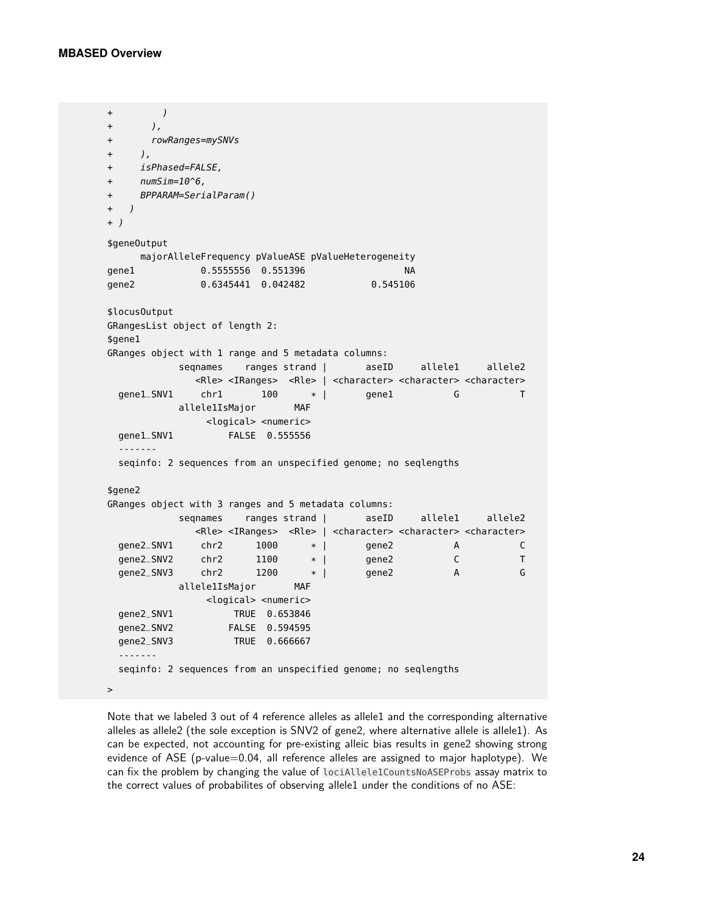```
+         )
+       ),
+       rowRanges=mySNVs
+     ),
+     isPhased=FALSE,
+     numSim=10^6,
+     BPPARAM=SerialParam()
+   )
+ )

$geneOutput
      majorAlleleFrequency pValueASE pValueHeterogeneity
gene1            0.5555556  0.551396                  NA
gene2            0.6345441  0.042482            0.545106

$locusOutput
GRangesList object of length 2:
$gene1
GRanges object with 1 range and 5 metadata columns:
             seqnames    ranges strand |       aseID     allele1     allele2
                <Rle> <IRanges>  <Rle> | <character> <character> <character>
  gene1_SNV1     chr1       100      * |       gene1           G           T
             allele1IsMajor       MAF
                  <logical> <numeric>
  gene1_SNV1          FALSE  0.555556
  -------
  seqinfo: 2 sequences from an unspecified genome; no seqlengths

$gene2
GRanges object with 3 ranges and 5 metadata columns:
             seqnames    ranges strand |       aseID     allele1     allele2
                <Rle> <IRanges>  <Rle> | <character> <character> <character>
  gene2_SNV1     chr2      1000      * |       gene2           A           C
  gene2_SNV2     chr2      1100      * |       gene2           C           T
  gene2_SNV3     chr2      1200      * |       gene2           A           G
             allele1IsMajor       MAF
                  <logical> <numeric>
  gene2_SNV1           TRUE  0.653846
  gene2_SNV2          FALSE  0.594595
  gene2_SNV3           TRUE  0.666667
  -------
  seqinfo: 2 sequences from an unspecified genome; no seqlengths

>
```

Note that we labeled 3 out of 4 reference alleles as allele1 and the corresponding alternative alleles as allele2 (the sole exception is SNV2 of gene2, where alternative allele is allele1). As can be expected, not accounting for pre-existing alleic bias results in gene2 showing strong evidence of ASE (p-value=0.04, all reference alleles are assigned to major haplotype). We can fix the problem by changing the value of `lociAllele1CountsNoASEProbs` assay matrix to the correct values of probabilites of observing allele1 under the conditions of no ASE: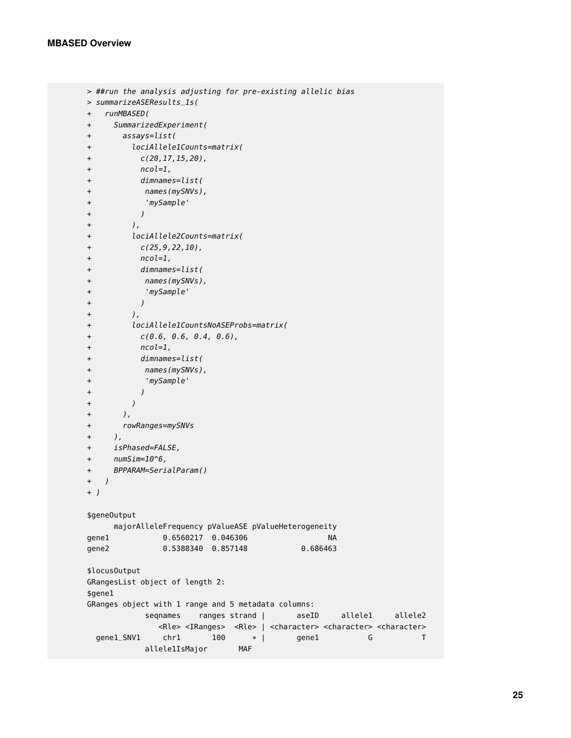```
> ##run the analysis adjusting for pre-existing allelic bias
> summarizeASEResults_1s(
+   runMBASED(
+     SummarizedExperiment(
+       assays=list(
+         lociAllele1Counts=matrix(
+           c(20,17,15,20),
+           ncol=1,
+           dimnames=list(
+            names(mySNVs),
+            'mySample'
+           )
+         ),
+         lociAllele2Counts=matrix(
+           c(25,9,22,10),
+           ncol=1,
+           dimnames=list(
+            names(mySNVs),
+            'mySample'
+           )
+         ),
+         lociAllele1CountsNoASEProbs=matrix(
+           c(0.6, 0.6, 0.4, 0.6),
+           ncol=1,
+           dimnames=list(
+            names(mySNVs),
+            'mySample'
+           )
+         )
+       ),
+       rowRanges=mySNVs
+     ),
+     isPhased=FALSE,
+     numSim=10^6,
+     BPPARAM=SerialParam()
+   )
+ )

$geneOutput
      majorAlleleFrequency pValueASE pValueHeterogeneity
gene1            0.6560217  0.046306                  NA
gene2            0.5388340  0.857148            0.686463

$locusOutput
GRangesList object of length 2:
$gene1
GRanges object with 1 range and 5 metadata columns:
             seqnames    ranges strand |       aseID     allele1     allele2
                <Rle> <IRanges>  <Rle> | <character> <character> <character>
  gene1_SNV1     chr1       100      * |       gene1           G           T
             allele1IsMajor       MAF
```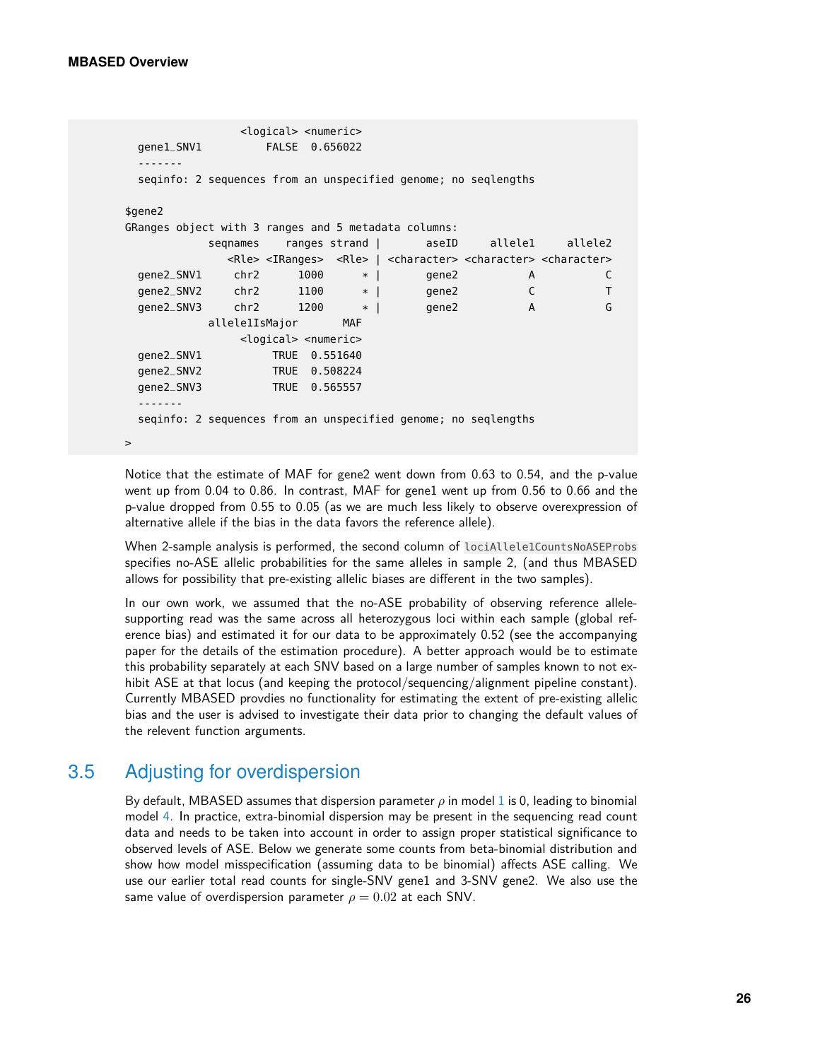```
                 <logical> <numeric>
  gene1_SNV1         FALSE  0.656022
  -------
  seqinfo: 2 sequences from an unspecified genome; no seqlengths

$gene2
GRanges object with 3 ranges and 5 metadata columns:
             seqnames    ranges strand |       aseID     allele1     allele2
                <Rle> <IRanges>  <Rle> | <character> <character> <character>
  gene2_SNV1     chr2      1000      * |       gene2           A           C
  gene2_SNV2     chr2      1100      * |       gene2           C           T
  gene2_SNV3     chr2      1200      * |       gene2           A           G
             allele1IsMajor       MAF
                  <logical> <numeric>
  gene2_SNV1          TRUE  0.551640
  gene2_SNV2          TRUE  0.508224
  gene2_SNV3          TRUE  0.565557
  -------
  seqinfo: 2 sequences from an unspecified genome; no seqlengths

>
```

Notice that the estimate of MAF for gene2 went down from 0.63 to 0.54, and the p-value went up from 0.04 to 0.86. In contrast, MAF for gene1 went up from 0.56 to 0.66 and the p-value dropped from 0.55 to 0.05 (as we are much less likely to observe overexpression of alternative allele if the bias in the data favors the reference allele).

When 2-sample analysis is performed, the second column of `lociAllele1CountsNoASEProbs` specifies no-ASE allelic probabilities for the same alleles in sample 2, (and thus MBASED allows for possibility that pre-existing allelic biases are different in the two samples).

In our own work, we assumed that the no-ASE probability of observing reference allele-supporting read was the same across all heterozygous loci within each sample (global reference bias) and estimated it for our data to be approximately 0.52 (see the accompanying paper for the details of the estimation procedure). A better approach would be to estimate this probability separately at each SNV based on a large number of samples known to not exhibit ASE at that locus (and keeping the protocol/sequencing/alignment pipeline constant). Currently MBASED provdies no functionality for estimating the extent of pre-existing allelic bias and the user is advised to investigate their data prior to changing the default values of the relevent function arguments.

## 3.5 Adjusting for overdispersion

By default, MBASED assumes that dispersion parameter $\rho$ in model 1 is 0, leading to binomial model 4. In practice, extra-binomial dispersion may be present in the sequencing read count data and needs to be taken into account in order to assign proper statistical significance to observed levels of ASE. Below we generate some counts from beta-binomial distribution and show how model misspecification (assuming data to be binomial) affects ASE calling. We use our earlier total read counts for single-SNV gene1 and 3-SNV gene2. We also use the same value of overdispersion parameter $\rho = 0.02$ at each SNV.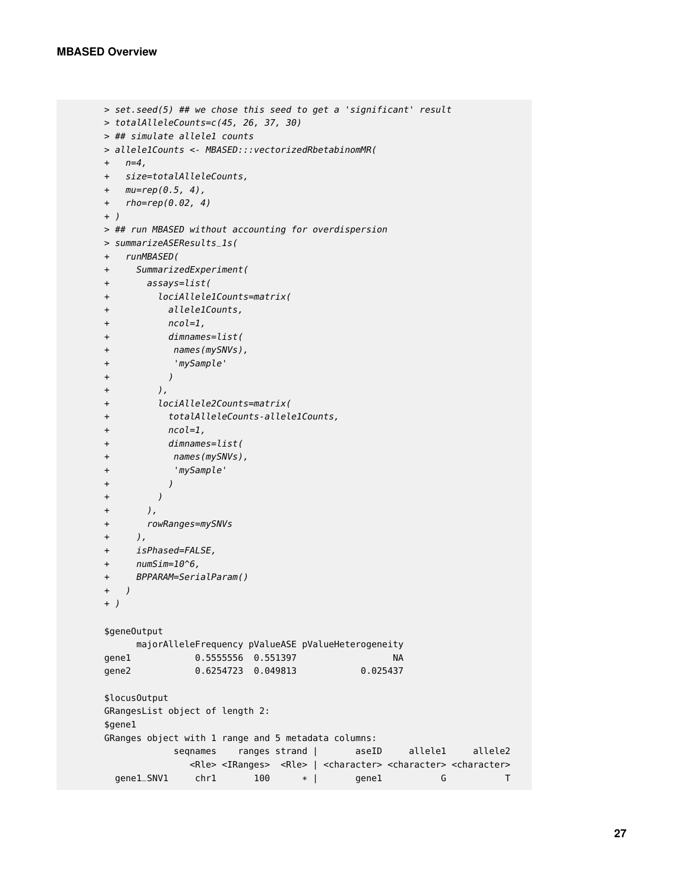```
> set.seed(5) ## we chose this seed to get a 'significant' result
> totalAlleleCounts=c(45, 26, 37, 30)
> ## simulate allele1 counts
> allele1Counts <- MBASED:::vectorizedRbetabinomMR(
+   n=4,
+   size=totalAlleleCounts,
+   mu=rep(0.5, 4),
+   rho=rep(0.02, 4)
+ )
> ## run MBASED without accounting for overdispersion
> summarizeASEResults_1s(
+   runMBASED(
+     SummarizedExperiment(
+       assays=list(
+         lociAllele1Counts=matrix(
+           allele1Counts,
+           ncol=1,
+           dimnames=list(
+            names(mySNVs),
+            'mySample'
+           )
+         ),
+         lociAllele2Counts=matrix(
+           totalAlleleCounts-allele1Counts,
+           ncol=1,
+           dimnames=list(
+            names(mySNVs),
+            'mySample'
+           )
+         )
+       ),
+       rowRanges=mySNVs
+     ),
+     isPhased=FALSE,
+     numSim=10^6,
+     BPPARAM=SerialParam()
+   )
+ )

$geneOutput
      majorAlleleFrequency pValueASE pValueHeterogeneity
gene1            0.5555556  0.551397                  NA
gene2            0.6254723  0.049813            0.025437

$locusOutput
GRangesList object of length 2:
$gene1
GRanges object with 1 range and 5 metadata columns:
             seqnames    ranges strand |       aseID     allele1     allele2
                <Rle> <IRanges>  <Rle> | <character> <character> <character>
  gene1_SNV1     chr1       100      * |       gene1           G           T
```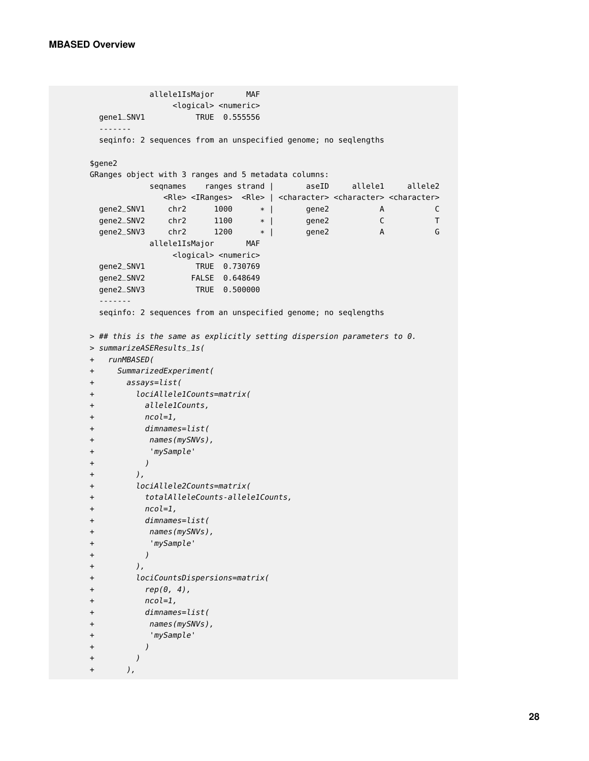```
              allele1IsMajor       MAF
                   <logical> <numeric>
  gene1_SNV1           TRUE  0.555556
  -------
  seqinfo: 2 sequences from an unspecified genome; no seqlengths

$gene2
GRanges object with 3 ranges and 5 metadata columns:
             seqnames    ranges strand |       aseID     allele1     allele2
                <Rle> <IRanges>  <Rle> | <character> <character> <character>
  gene2_SNV1     chr2      1000      * |       gene2           A           C
  gene2_SNV2     chr2      1100      * |       gene2           C           T
  gene2_SNV3     chr2      1200      * |       gene2           A           G
             allele1IsMajor       MAF
                  <logical> <numeric>
  gene2_SNV1           TRUE  0.730769
  gene2_SNV2          FALSE  0.648649
  gene2_SNV3           TRUE  0.500000
  -------
  seqinfo: 2 sequences from an unspecified genome; no seqlengths

> ## this is the same as explicitly setting dispersion parameters to 0.
> summarizeASEResults_1s(
+   runMBASED(
+     SummarizedExperiment(
+       assays=list(
+         lociAllele1Counts=matrix(
+           allele1Counts,
+           ncol=1,
+           dimnames=list(
+            names(mySNVs),
+            'mySample'
+           )
+         ),
+         lociAllele2Counts=matrix(
+           totalAlleleCounts-allele1Counts,
+           ncol=1,
+           dimnames=list(
+            names(mySNVs),
+            'mySample'
+           )
+         ),
+         lociCountsDispersions=matrix(
+           rep(0, 4),
+           ncol=1,
+           dimnames=list(
+            names(mySNVs),
+            'mySample'
+           )
+         )
+       ),
```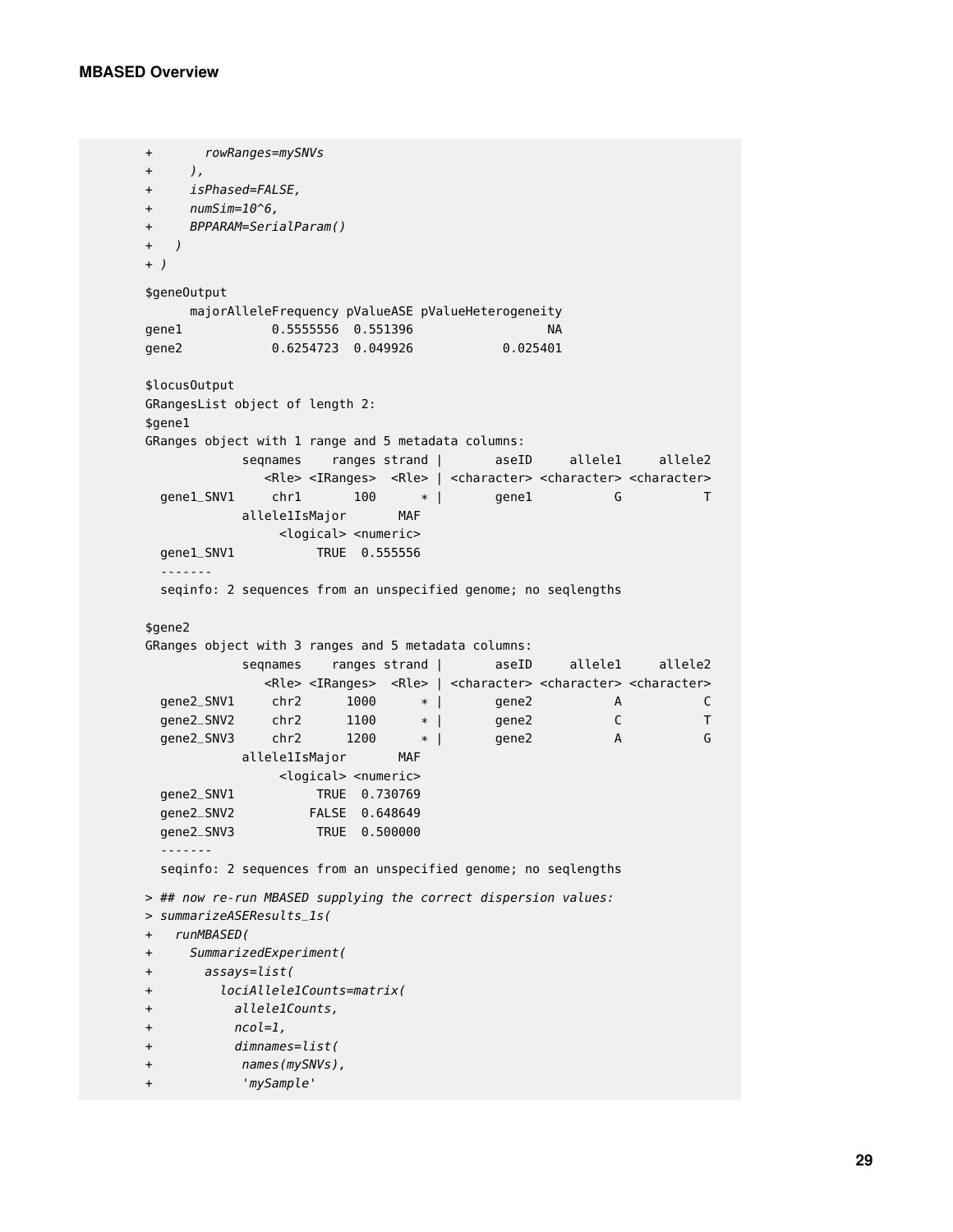```
+       rowRanges=mySNVs
+     ),
+     isPhased=FALSE,
+     numSim=10^6,
+     BPPARAM=SerialParam()
+   )
+ )

$geneOutput
      majorAlleleFrequency pValueASE pValueHeterogeneity
gene1            0.5555556  0.551396                  NA
gene2            0.6254723  0.049926            0.025401

$locusOutput
GRangesList object of length 2:
$gene1
GRanges object with 1 range and 5 metadata columns:
             seqnames    ranges strand |       aseID     allele1     allele2
                <Rle> <IRanges>  <Rle> | <character> <character> <character>
  gene1_SNV1     chr1       100      * |       gene1           G           T
             allele1IsMajor       MAF
                  <logical> <numeric>
  gene1_SNV1           TRUE  0.555556
  -------
  seqinfo: 2 sequences from an unspecified genome; no seqlengths

$gene2
GRanges object with 3 ranges and 5 metadata columns:
             seqnames    ranges strand |       aseID     allele1     allele2
                <Rle> <IRanges>  <Rle> | <character> <character> <character>
  gene2_SNV1     chr2      1000      * |       gene2           A           C
  gene2_SNV2     chr2      1100      * |       gene2           C           T
  gene2_SNV3     chr2      1200      * |       gene2           A           G
             allele1IsMajor       MAF
                  <logical> <numeric>
  gene2_SNV1           TRUE  0.730769
  gene2_SNV2          FALSE  0.648649
  gene2_SNV3           TRUE  0.500000
  -------
  seqinfo: 2 sequences from an unspecified genome; no seqlengths

> ## now re-run MBASED supplying the correct dispersion values:
> summarizeASEResults_1s(
+   runMBASED(
+     SummarizedExperiment(
+       assays=list(
+         lociAllele1Counts=matrix(
+           allele1Counts,
+           ncol=1,
+           dimnames=list(
+             names(mySNVs),
+             'mySample'
```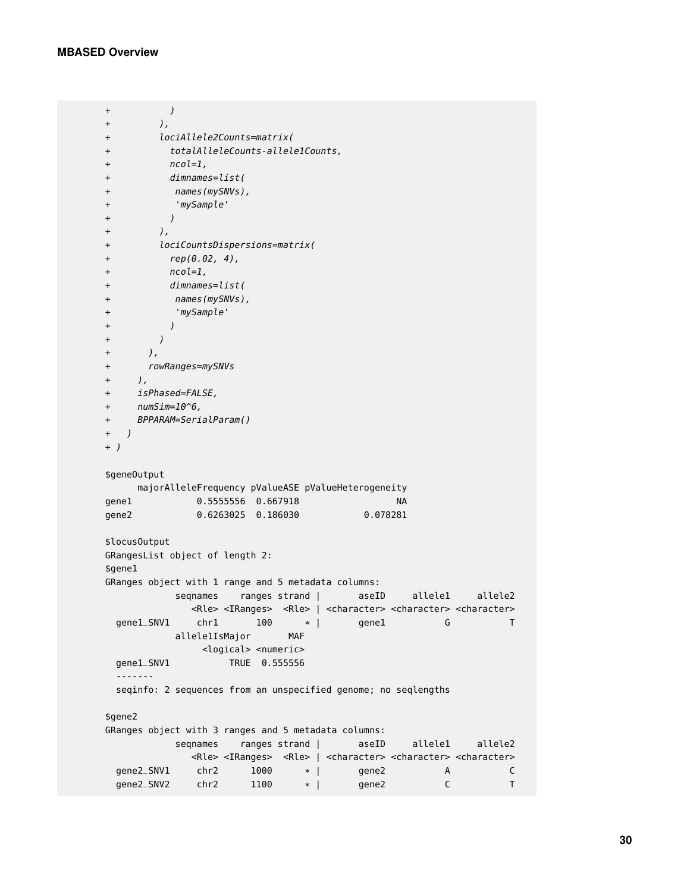```
+           )
+         ),
+         lociAllele2Counts=matrix(
+           totalAlleleCounts-allele1Counts,
+           ncol=1,
+           dimnames=list(
+            names(mySNVs),
+            'mySample'
+           )
+         ),
+         lociCountsDispersions=matrix(
+           rep(0.02, 4),
+           ncol=1,
+           dimnames=list(
+            names(mySNVs),
+            'mySample'
+           )
+         )
+       ),
+       rowRanges=mySNVs
+     ),
+     isPhased=FALSE,
+     numSim=10^6,
+     BPPARAM=SerialParam()
+   )
+ )

$geneOutput
      majorAlleleFrequency pValueASE pValueHeterogeneity
gene1            0.5555556  0.667918                  NA
gene2            0.6263025  0.186030            0.078281

$locusOutput
GRangesList object of length 2:
$gene1
GRanges object with 1 range and 5 metadata columns:
             seqnames    ranges strand |       aseID     allele1     allele2
                <Rle> <IRanges>  <Rle> | <character> <character> <character>
  gene1_SNV1     chr1       100      * |       gene1           G           T
             allele1IsMajor       MAF
                  <logical> <numeric>
  gene1_SNV1           TRUE  0.555556
  -------
  seqinfo: 2 sequences from an unspecified genome; no seqlengths

$gene2
GRanges object with 3 ranges and 5 metadata columns:
             seqnames    ranges strand |       aseID     allele1     allele2
                <Rle> <IRanges>  <Rle> | <character> <character> <character>
  gene2_SNV1     chr2      1000      * |       gene2           A           C
  gene2_SNV2     chr2      1100      * |       gene2           C           T
```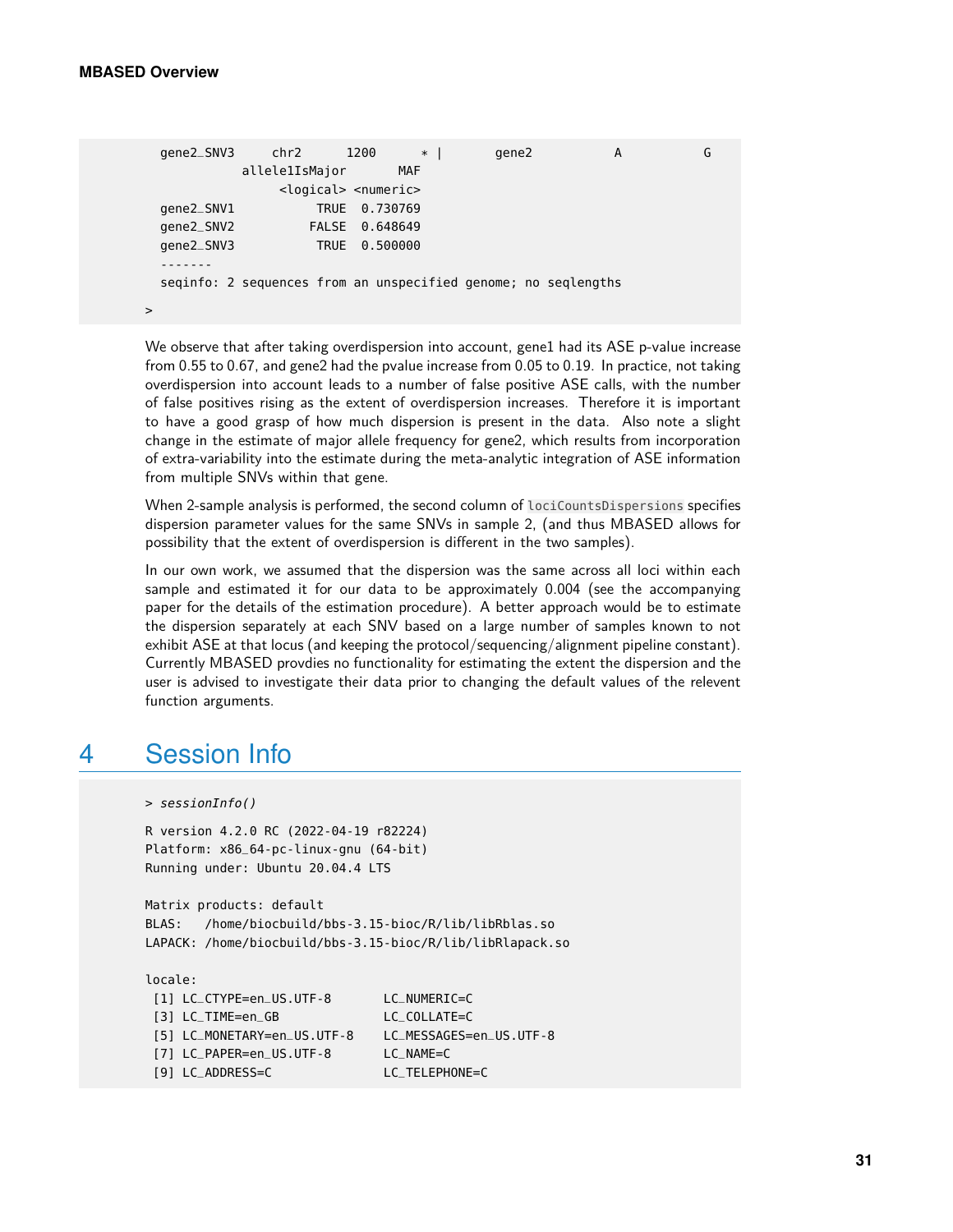```
  gene2_SNV3     chr2      1200      * |       gene2           A           G
           allele1IsMajor       MAF
                <logical> <numeric>
  gene2_SNV1           TRUE  0.730769
  gene2_SNV2          FALSE  0.648649
  gene2_SNV3           TRUE  0.500000
  -------
  seqinfo: 2 sequences from an unspecified genome; no seqlengths
>
```

We observe that after taking overdispersion into account, gene1 had its ASE p-value increase from 0.55 to 0.67, and gene2 had the pvalue increase from 0.05 to 0.19. In practice, not taking overdispersion into account leads to a number of false positive ASE calls, with the number of false positives rising as the extent of overdispersion increases. Therefore it is important to have a good grasp of how much dispersion is present in the data. Also note a slight change in the estimate of major allele frequency for gene2, which results from incorporation of extra-variability into the estimate during the meta-analytic integration of ASE information from multiple SNVs within that gene.

When 2-sample analysis is performed, the second column of `lociCountsDispersions` specifies dispersion parameter values for the same SNVs in sample 2, (and thus MBASED allows for possibility that the extent of overdispersion is different in the two samples).

In our own work, we assumed that the dispersion was the same across all loci within each sample and estimated it for our data to be approximately 0.004 (see the accompanying paper for the details of the estimation procedure). A better approach would be to estimate the dispersion separately at each SNV based on a large number of samples known to not exhibit ASE at that locus (and keeping the protocol/sequencing/alignment pipeline constant). Currently MBASED provdies no functionality for estimating the extent the dispersion and the user is advised to investigate their data prior to changing the default values of the relevent function arguments.

# 4 Session Info

```
> sessionInfo()

R version 4.2.0 RC (2022-04-19 r82224)
Platform: x86_64-pc-linux-gnu (64-bit)
Running under: Ubuntu 20.04.4 LTS

Matrix products: default
BLAS:   /home/biocbuild/bbs-3.15-bioc/R/lib/libRblas.so
LAPACK: /home/biocbuild/bbs-3.15-bioc/R/lib/libRlapack.so

locale:
 [1] LC_CTYPE=en_US.UTF-8       LC_NUMERIC=C
 [3] LC_TIME=en_GB              LC_COLLATE=C
 [5] LC_MONETARY=en_US.UTF-8    LC_MESSAGES=en_US.UTF-8
 [7] LC_PAPER=en_US.UTF-8       LC_NAME=C
 [9] LC_ADDRESS=C               LC_TELEPHONE=C
```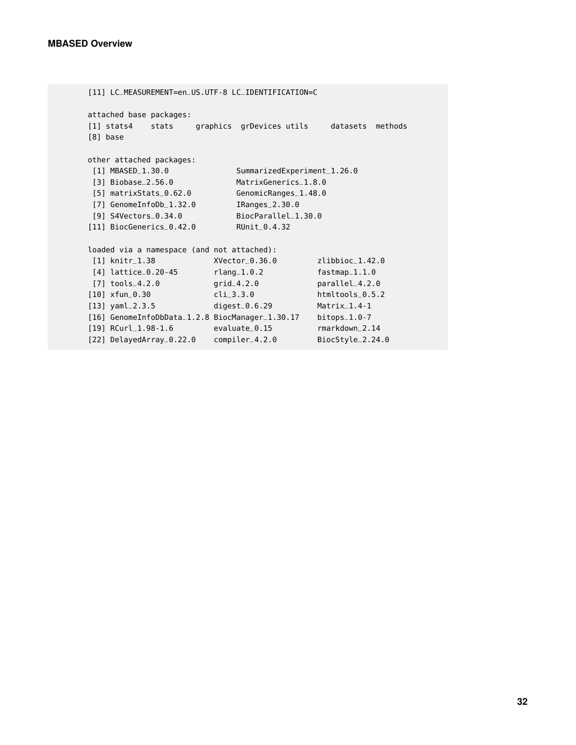```
[11] LC_MEASUREMENT=en_US.UTF-8 LC_IDENTIFICATION=C

attached base packages:
[1] stats4    stats     graphics  grDevices utils     datasets  methods  
[8] base     

other attached packages:
 [1] MBASED_1.30.0               SummarizedExperiment_1.26.0
 [3] Biobase_2.56.0              MatrixGenerics_1.8.0       
 [5] matrixStats_0.62.0          GenomicRanges_1.48.0       
 [7] GenomeInfoDb_1.32.0         IRanges_2.30.0             
 [9] S4Vectors_0.34.0            BiocParallel_1.30.0        
[11] BiocGenerics_0.42.0         RUnit_0.4.32               

loaded via a namespace (and not attached):
 [1] knitr_1.38             XVector_0.36.0         zlibbioc_1.42.0       
 [4] lattice_0.20-45        rlang_1.0.2            fastmap_1.1.0         
 [7] tools_4.2.0            grid_4.2.0             parallel_4.2.0        
[10] xfun_0.30              cli_3.3.0              htmltools_0.5.2       
[13] yaml_2.3.5             digest_0.6.29          Matrix_1.4-1          
[16] GenomeInfoDbData_1.2.8 BiocManager_1.30.17    bitops_1.0-7          
[19] RCurl_1.98-1.6         evaluate_0.15          rmarkdown_2.14        
[22] DelayedArray_0.22.0    compiler_4.2.0         BiocStyle_2.24.0      
```